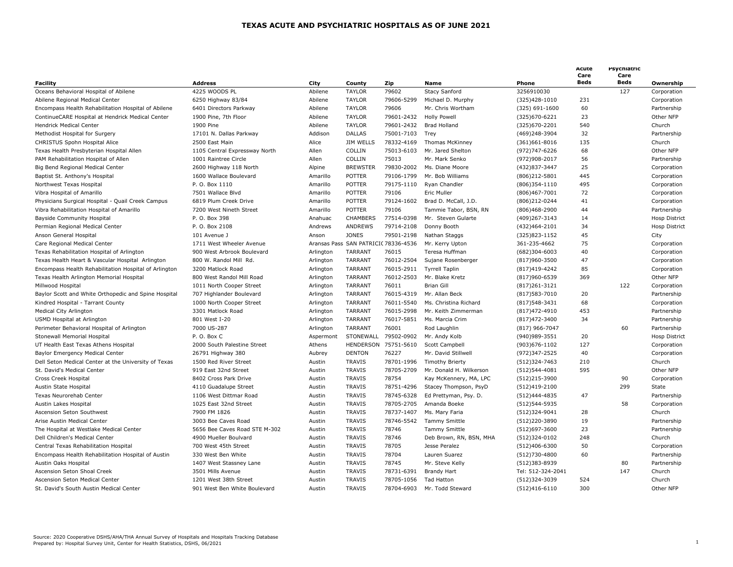# TEXAS ACUTE AND PSYCHIATRIC HOSPITALS AS OF JUNE 2021

| Facility | Address | City | County | Zip | Name | Phone | Acute Care Beds | Psychiatric Care Beds | Ownership |
|---|---|---|---|---|---|---|---|---|---|
| Oceans Behavioral Hospital of Abilene | 4225 WOODS PL | Abilene | TAYLOR | 79602 | Stacy Sanford | 3256910030 | | 127 | Corporation |
| Abilene Regional Medical Center | 6250 Highway 83/84 | Abilene | TAYLOR | 79606-5299 | Michael D. Murphy | (325)428-1010 | 231 | | Corporation |
| Encompass Health Rehabilitation Hospital of Abilene | 6401 Directors Parkway | Abilene | TAYLOR | 79606 | Mr. Chris Wortham | (325) 691-1600 | 60 | | Partnership |
| ContinueCARE Hospital at Hendrick Medical Center | 1900 Pine, 7th Floor | Abilene | TAYLOR | 79601-2432 | Holly Powell | (325)670-6221 | 23 | | Other NFP |
| Hendrick Medical Center | 1900 Pine | Abilene | TAYLOR | 79601-2432 | Brad Holland | (325)670-2201 | 540 | | Church |
| Methodist Hospital for Surgery | 17101 N. Dallas Parkway | Addison | DALLAS | 75001-7103 | Trey | (469)248-3904 | 32 | | Partnership |
| CHRISTUS Spohn Hospital Alice | 2500 East Main | Alice | JIM WELLS | 78332-4169 | Thomas McKinney | (361)661-8016 | 135 | | Church |
| Texas Health Presbyterian Hospital Allen | 1105 Central Expressway North | Allen | COLLIN | 75013-6103 | Mr. Jared Shelton | (972)747-6226 | 68 | | Other NFP |
| PAM Rehabilitation Hospital of Allen | 1001 Raintree Circle | Allen | COLLIN | 75013 | Mr. Mark Senko | (972)908-2017 | 56 | | Partnership |
| Big Bend Regional Medical Center | 2600 Highway 118 North | Alpine | BREWSTER | 79830-2002 | Ms. Diane Moore | (432)837-3447 | 25 | | Corporation |
| Baptist St. Anthony's Hospital | 1600 Wallace Boulevard | Amarillo | POTTER | 79106-1799 | Mr. Bob Williams | (806)212-5801 | 445 | | Corporation |
| Northwest Texas Hospital | P. O. Box 1110 | Amarillo | POTTER | 79175-1110 | Ryan Chandler | (806)354-1110 | 495 | | Corporation |
| Vibra Hospital of Amarillo | 7501 Wallace Blvd | Amarillo | POTTER | 79106 | Eric Muller | (806)467-7001 | 72 | | Corporation |
| Physicians Surgical Hospital - Quail Creek Campus | 6819 Plum Creek Drive | Amarillo | POTTER | 79124-1602 | Brad D. McCall, J.D. | (806)212-0244 | 41 | | Corporation |
| Vibra Rehabilitation Hospital of Amarillo | 7200 West Nineth Street | Amarillo | POTTER | 79106 | Tammie Tabor, BSN, RN | (806)468-2900 | 44 | | Partnership |
| Bayside Community Hospital | P. O. Box 398 | Anahuac | CHAMBERS | 77514-0398 | Mr. Steven Gularte | (409)267-3143 | 14 | | Hosp District |
| Permian Regional Medical Center | P. O. Box 2108 | Andrews | ANDREWS | 79714-2108 | Donny Booth | (432)464-2101 | 34 | | Hosp District |
| Anson General Hospital | 101 Avenue J | Anson | JONES | 79501-2198 | Nathan Staggs | (325)823-1152 | 45 | | City |
| Care Regional Medical Center | 1711 West Wheeler Avenue | Aransas Pass | SAN PATRICIO | 78336-4536 | Mr. Kerry Upton | 361-235-4662 | 75 | | Corporation |
| Texas Rehabilitation Hospital of Arlington | 900 West Arbrook Boulevard | Arlington | TARRANT | 76015 | Teresa Huffman | (682)304-6003 | 40 | | Corporation |
| Texas Health Heart & Vascular Hospital Arlington | 800 W. Randol Mill Rd. | Arlington | TARRANT | 76012-2504 | Sujane Rosenberger | (817)960-3500 | 47 | | Corporation |
| Encompass Health Rehabilitation Hospital of Arlington | 3200 Matlock Road | Arlington | TARRANT | 76015-2911 | Tyrrell Taplin | (817)419-4242 | 85 | | Corporation |
| Texas Health Arlington Memorial Hospital | 800 West Randol Mill Road | Arlington | TARRANT | 76012-2503 | Mr. Blake Kretz | (817)960-6539 | 369 | | Other NFP |
| Millwood Hospital | 1011 North Cooper Street | Arlington | TARRANT | 76011 | Brian Gill | (817)261-3121 | | 122 | Corporation |
| Baylor Scott and White Orthopedic and Spine Hospital | 707 Highlander Boulevard | Arlington | TARRANT | 76015-4319 | Mr. Allan Beck | (817)583-7010 | 20 | | Partnership |
| Kindred Hospital - Tarrant County | 1000 North Cooper Street | Arlington | TARRANT | 76011-5540 | Ms. Christina Richard | (817)548-3431 | 68 | | Corporation |
| Medical City Arlington | 3301 Matlock Road | Arlington | TARRANT | 76015-2998 | Mr. Keith Zimmerman | (817)472-4910 | 453 | | Partnership |
| USMD Hospital at Arlington | 801 West I-20 | Arlington | TARRANT | 76017-5851 | Ms. Marcia Crim | (817)472-3400 | 34 | | Partnership |
| Perimeter Behavioral Hospital of Arlington | 7000 US-287 | Arlington | TARRANT | 76001 | Rod Laughlin | (817) 966-7047 | | 60 | Partnership |
| Stonewall Memorial Hospital | P. O. Box C | Aspermont | STONEWALL | 79502-0902 | Mr. Andy Kolb | (940)989-3551 | 20 | | Hosp District |
| UT Health East Texas Athens Hospital | 2000 South Palestine Street | Athens | HENDERSON | 75751-5610 | Scott Campbell | (903)676-1102 | 127 | | Corporation |
| Baylor Emergency Medical Center | 26791 Highway 380 | Aubrey | DENTON | 76227 | Mr. David Stillwell | (972)347-2525 | 40 | | Corporation |
| Dell Seton Medical Center at the University of Texas | 1500 Red River Street | Austin | TRAVIS | 78701-1996 | Timothy Brierty | (512)324-7463 | 210 | | Church |
| St. David's Medical Center | 919 East 32nd Street | Austin | TRAVIS | 78705-2709 | Mr. Donald H. Wilkerson | (512)544-4081 | 595 | | Other NFP |
| Cross Creek Hospital | 8402 Cross Park Drive | Austin | TRAVIS | 78754 | Kay McKennery, MA, LPC | (512)215-3900 | | 90 | Corporation |
| Austin State Hospital | 4110 Guadalupe Street | Austin | TRAVIS | 78751-4296 | Stacey Thompson, PsyD | (512)419-2100 | | 299 | State |
| Texas Neurorehab Center | 1106 West Dittmar Road | Austin | TRAVIS | 78745-6328 | Ed Prettyman, Psy. D. | (512)444-4835 | 47 | | Partnership |
| Austin Lakes Hospital | 1025 East 32nd Street | Austin | TRAVIS | 78705-2705 | Amanda Boeke | (512)544-5935 | | 58 | Corporation |
| Ascension Seton Southwest | 7900 FM 1826 | Austin | TRAVIS | 78737-1407 | Ms. Mary Faria | (512)324-9041 | 28 | | Church |
| Arise Austin Medical Center | 3003 Bee Caves Road | Austin | TRAVIS | 78746-5542 | Tammy Smittle | (512)220-3890 | 19 | | Partnership |
| The Hospital at Westlake Medical Center | 5656 Bee Caves Road STE M-302 | Austin | TRAVIS | 78746 | Tammy Smittle | (512)697-3600 | 23 | | Partnership |
| Dell Children's Medical Center | 4900 Mueller Boulvard | Austin | TRAVIS | 78746 | Deb Brown, RN, BSN, MHA | (512)324-0102 | 248 | | Church |
| Central Texas Rehabilitation Hospital | 700 West 45th Street | Austin | TRAVIS | 78705 | Jesse Peralez | (512)406-6300 | 50 | | Corporation |
| Encompass Health Rehabilitation Hospital of Austin | 330 West Ben White | Austin | TRAVIS | 78704 | Lauren Suarez | (512)730-4800 | 60 | | Partnership |
| Austin Oaks Hospital | 1407 West Stassney Lane | Austin | TRAVIS | 78745 | Mr. Steve Kelly | (512)383-8939 | | 80 | Partnership |
| Ascension Seton Shoal Creek | 3501 Mills Avenue | Austin | TRAVIS | 78731-6391 | Brandy Hart | Tel: 512-324-2041 | | 147 | Church |
| Ascension Seton Medical Center | 1201 West 38th Street | Austin | TRAVIS | 78705-1056 | Tad Hatton | (512)324-3039 | 524 | | Church |
| St. David's South Austin Medical Center | 901 West Ben White Boulevard | Austin | TRAVIS | 78704-6903 | Mr. Todd Steward | (512)416-6110 | 300 | | Other NFP |

Source: 2020 Cooperative DSHS/AHA/THA Annual Survey of Hospitals and Hospitals Tracking Database
Prepared by: Hospital Survey Unit, Center for Health Statistics, DSHS, 06/2021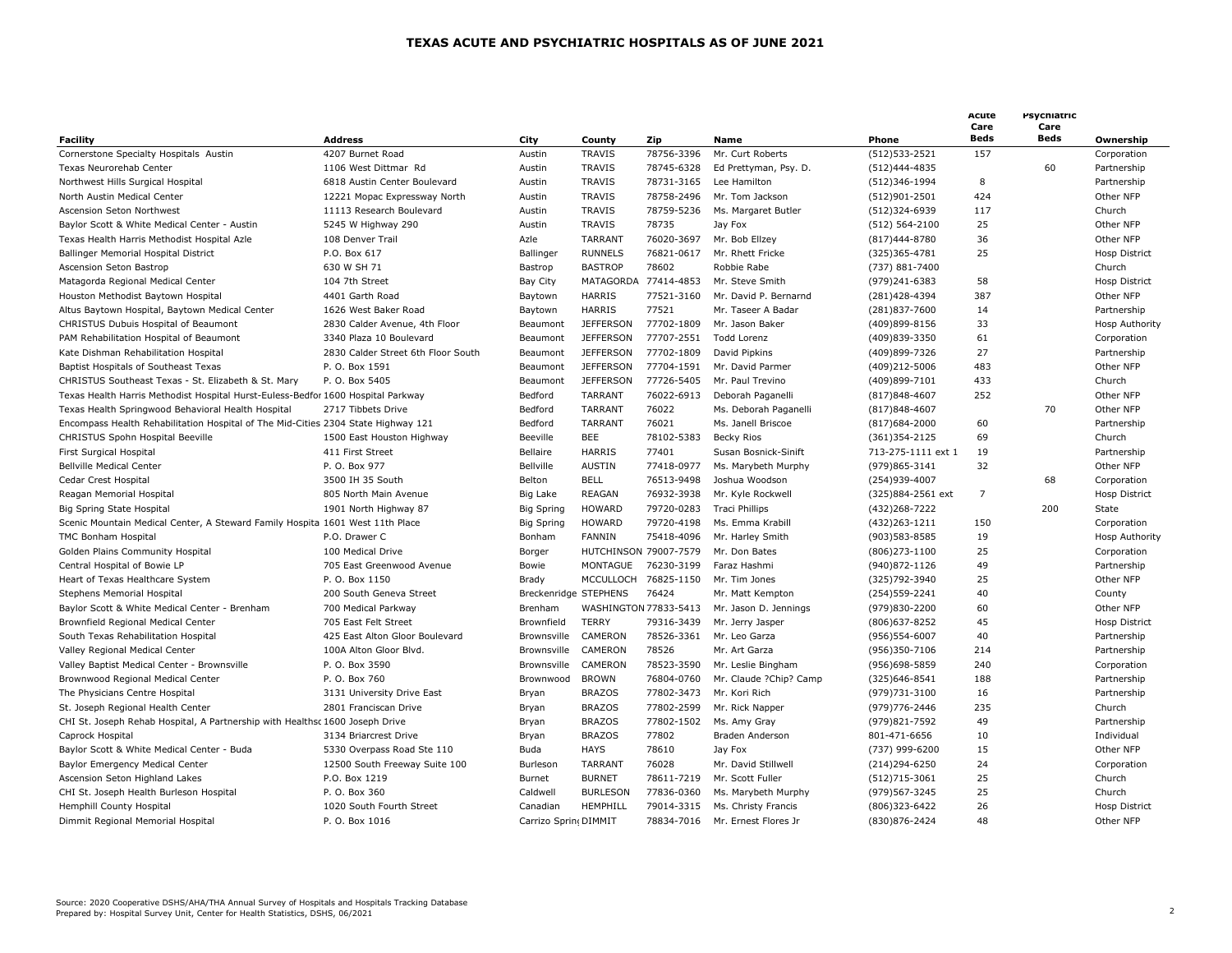# TEXAS ACUTE AND PSYCHIATRIC HOSPITALS AS OF JUNE 2021

| Facility | Address | City | County | Zip | Name | Phone | Acute Care Beds | Psychiatric Care Beds | Ownership |
|---|---|---|---|---|---|---|---|---|---|
| Cornerstone Specialty Hospitals Austin | 4207 Burnet Road | Austin | TRAVIS | 78756-3396 | Mr. Curt Roberts | (512)533-2521 | 157 | | Corporation |
| Texas Neurorehab Center | 1106 West Dittmar Rd | Austin | TRAVIS | 78745-6328 | Ed Prettyman, Psy. D. | (512)444-4835 | | 60 | Partnership |
| Northwest Hills Surgical Hospital | 6818 Austin Center Boulevard | Austin | TRAVIS | 78731-3165 | Lee Hamilton | (512)346-1994 | 8 | | Partnership |
| North Austin Medical Center | 12221 Mopac Expressway North | Austin | TRAVIS | 78758-2496 | Mr. Tom Jackson | (512)901-2501 | 424 | | Other NFP |
| Ascension Seton Northwest | 11113 Research Boulevard | Austin | TRAVIS | 78759-5236 | Ms. Margaret Butler | (512)324-6939 | 117 | | Church |
| Baylor Scott & White Medical Center - Austin | 5245 W Highway 290 | Austin | TRAVIS | 78735 | Jay Fox | (512) 564-2100 | 25 | | Other NFP |
| Texas Health Harris Methodist Hospital Azle | 108 Denver Trail | Azle | TARRANT | 76020-3697 | Mr. Bob Ellzey | (817)444-8780 | 36 | | Other NFP |
| Ballinger Memorial Hospital District | P.O. Box 617 | Ballinger | RUNNELS | 76821-0617 | Mr. Rhett Fricke | (325)365-4781 | 25 | | Hosp District |
| Ascension Seton Bastrop | 630 W SH 71 | Bastrop | BASTROP | 78602 | Robbie Rabe | (737) 881-7400 | | | Church |
| Matagorda Regional Medical Center | 104 7th Street | Bay City | MATAGORDA | 77414-4853 | Mr. Steve Smith | (979)241-6383 | 58 | | Hosp District |
| Houston Methodist Baytown Hospital | 4401 Garth Road | Baytown | HARRIS | 77521-3160 | Mr. David P. Bernarnd | (281)428-4394 | 387 | | Other NFP |
| Altus Baytown Hospital, Baytown Medical Center | 1626 West Baker Road | Baytown | HARRIS | 77521 | Mr. Taseer A Badar | (281)837-7600 | 14 | | Partnership |
| CHRISTUS Dubuis Hospital of Beaumont | 2830 Calder Avenue, 4th Floor | Beaumont | JEFFERSON | 77702-1809 | Mr. Jason Baker | (409)899-8156 | 33 | | Hosp Authority |
| PAM Rehabilitation Hospital of Beaumont | 3340 Plaza 10 Boulevard | Beaumont | JEFFERSON | 77707-2551 | Todd Lorenz | (409)839-3350 | 61 | | Corporation |
| Kate Dishman Rehabilitation Hospital | 2830 Calder Street 6th Floor South | Beaumont | JEFFERSON | 77702-1809 | David Pipkins | (409)899-7326 | 27 | | Partnership |
| Baptist Hospitals of Southeast Texas | P. O. Box 1591 | Beaumont | JEFFERSON | 77704-1591 | Mr. David Parmer | (409)212-5006 | 483 | | Other NFP |
| CHRISTUS Southeast Texas - St. Elizabeth & St. Mary | P. O. Box 5405 | Beaumont | JEFFERSON | 77726-5405 | Mr. Paul Trevino | (409)899-7101 | 433 | | Church |
| Texas Health Harris Methodist Hospital Hurst-Euless-Bedfor | 1600 Hospital Parkway | Bedford | TARRANT | 76022-6913 | Deborah Paganelli | (817)848-4607 | 252 | | Other NFP |
| Texas Health Springwood Behavioral Health Hospital | 2717 Tibbets Drive | Bedford | TARRANT | 76022 | Ms. Deborah Paganelli | (817)848-4607 | | 70 | Other NFP |
| Encompass Health Rehabilitation Hospital of The Mid-Cities | 2304 State Highway 121 | Bedford | TARRANT | 76021 | Ms. Janell Briscoe | (817)684-2000 | 60 | | Partnership |
| CHRISTUS Spohn Hospital Beeville | 1500 East Houston Highway | Beeville | BEE | 78102-5383 | Becky Rios | (361)354-2125 | 69 | | Church |
| First Surgical Hospital | 411 First Street | Bellaire | HARRIS | 77401 | Susan Bosnick-Sinift | 713-275-1111 ext 1 | 19 | | Partnership |
| Bellville Medical Center | P. O. Box 977 | Bellville | AUSTIN | 77418-0977 | Ms. Marybeth Murphy | (979)865-3141 | 32 | | Other NFP |
| Cedar Crest Hospital | 3500 IH 35 South | Belton | BELL | 76513-9498 | Joshua Woodson | (254)939-4007 | | 68 | Corporation |
| Reagan Memorial Hospital | 805 North Main Avenue | Big Lake | REAGAN | 76932-3938 | Mr. Kyle Rockwell | (325)884-2561 ext | 7 | | Hosp District |
| Big Spring State Hospital | 1901 North Highway 87 | Big Spring | HOWARD | 79720-0283 | Traci Phillips | (432)268-7222 | | 200 | State |
| Scenic Mountain Medical Center, A Steward Family Hospita | 1601 West 11th Place | Big Spring | HOWARD | 79720-4198 | Ms. Emma Krabill | (432)263-1211 | 150 | | Corporation |
| TMC Bonham Hospital | P.O. Drawer C | Bonham | FANNIN | 75418-4096 | Mr. Harley Smith | (903)583-8585 | 19 | | Hosp Authority |
| Golden Plains Community Hospital | 100 Medical Drive | Borger | HUTCHINSON | 79007-7579 | Mr. Don Bates | (806)273-1100 | 25 | | Corporation |
| Central Hospital of Bowie LP | 705 East Greenwood Avenue | Bowie | MONTAGUE | 76230-3199 | Faraz Hashmi | (940)872-1126 | 49 | | Partnership |
| Heart of Texas Healthcare System | P. O. Box 1150 | Brady | MCCULLOCH | 76825-1150 | Mr. Tim Jones | (325)792-3940 | 25 | | Other NFP |
| Stephens Memorial Hospital | 200 South Geneva Street | Breckenridge | STEPHENS | 76424 | Mr. Matt Kempton | (254)559-2241 | 40 | | County |
| Baylor Scott & White Medical Center - Brenham | 700 Medical Parkway | Brenham | WASHINGTON | 77833-5413 | Mr. Jason D. Jennings | (979)830-2200 | 60 | | Other NFP |
| Brownfield Regional Medical Center | 705 East Felt Street | Brownfield | TERRY | 79316-3439 | Mr. Jerry Jasper | (806)637-8252 | 45 | | Hosp District |
| South Texas Rehabilitation Hospital | 425 East Alton Gloor Boulevard | Brownsville | CAMERON | 78526-3361 | Mr. Leo Garza | (956)554-6007 | 40 | | Partnership |
| Valley Regional Medical Center | 100A Alton Gloor Blvd. | Brownsville | CAMERON | 78526 | Mr. Art Garza | (956)350-7106 | 214 | | Partnership |
| Valley Baptist Medical Center - Brownsville | P. O. Box 3590 | Brownsville | CAMERON | 78523-3590 | Mr. Leslie Bingham | (956)698-5859 | 240 | | Corporation |
| Brownwood Regional Medical Center | P. O. Box 760 | Brownwood | BROWN | 76804-0760 | Mr. Claude ?Chip? Camp | (325)646-8541 | 188 | | Partnership |
| The Physicians Centre Hospital | 3131 University Drive East | Bryan | BRAZOS | 77802-3473 | Mr. Kori Rich | (979)731-3100 | 16 | | Partnership |
| St. Joseph Regional Health Center | 2801 Franciscan Drive | Bryan | BRAZOS | 77802-2599 | Mr. Rick Napper | (979)776-2446 | 235 | | Church |
| CHI St. Joseph Rehab Hospital, A Partnership with Healthsc | 1600 Joseph Drive | Bryan | BRAZOS | 77802-1502 | Ms. Amy Gray | (979)821-7592 | 49 | | Partnership |
| Caprock Hospital | 3134 Briarcrest Drive | Bryan | BRAZOS | 77802 | Braden Anderson | 801-471-6656 | 10 | | Individual |
| Baylor Scott & White Medical Center - Buda | 5330 Overpass Road Ste 110 | Buda | HAYS | 78610 | Jay Fox | (737) 999-6200 | 15 | | Other NFP |
| Baylor Emergency Medical Center | 12500 South Freeway Suite 100 | Burleson | TARRANT | 76028 | Mr. David Stillwell | (214)294-6250 | 24 | | Corporation |
| Ascension Seton Highland Lakes | P.O. Box 1219 | Burnet | BURNET | 78611-7219 | Mr. Scott Fuller | (512)715-3061 | 25 | | Church |
| CHI St. Joseph Health Burleson Hospital | P. O. Box 360 | Caldwell | BURLESON | 77836-0360 | Ms. Marybeth Murphy | (979)567-3245 | 25 | | Church |
| Hemphill County Hospital | 1020 South Fourth Street | Canadian | HEMPHILL | 79014-3315 | Ms. Christy Francis | (806)323-6422 | 26 | | Hosp District |
| Dimmit Regional Memorial Hospital | P. O. Box 1016 | Carrizo Sprin | DIMMIT | 78834-7016 | Mr. Ernest Flores Jr | (830)876-2424 | 48 | | Other NFP |

Source: 2020 Cooperative DSHS/AHA/THA Annual Survey of Hospitals and Hospitals Tracking Database
Prepared by: Hospital Survey Unit, Center for Health Statistics, DSHS, 06/2021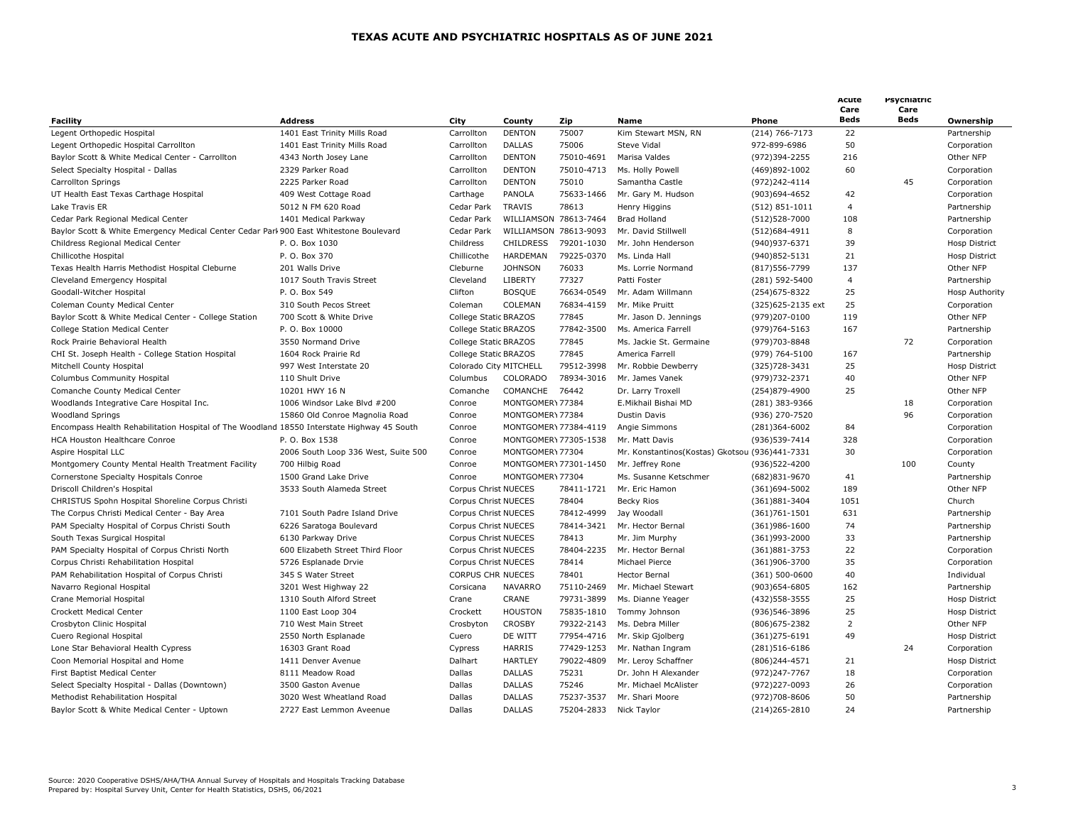# TEXAS ACUTE AND PSYCHIATRIC HOSPITALS AS OF JUNE 2021

| Facility | Address | City | County | Zip | Name | Phone | Acute Care Beds | Psychiatric Care Beds | Ownership |
|---|---|---|---|---|---|---|---|---|---|
| Legent Orthopedic Hospital | 1401 East Trinity Mills Road | Carrollton | DENTON | 75007 | Kim Stewart MSN, RN | (214) 766-7173 | 22 | | Partnership |
| Legent Orthopedic Hospital Carrollton | 1401 East Trinity Mills Road | Carrollton | DALLAS | 75006 | Steve Vidal | 972-899-6986 | 50 | | Corporation |
| Baylor Scott & White Medical Center - Carrollton | 4343 North Josey Lane | Carrollton | DENTON | 75010-4691 | Marisa Valdes | (972)394-2255 | 216 | | Other NFP |
| Select Specialty Hospital - Dallas | 2329 Parker Road | Carrollton | DENTON | 75010-4713 | Ms. Holly Powell | (469)892-1002 | 60 | | Corporation |
| Carrollton Springs | 2225 Parker Road | Carrollton | DENTON | 75010 | Samantha Castle | (972)242-4114 | | 45 | Corporation |
| UT Health East Texas Carthage Hospital | 409 West Cottage Road | Carthage | PANOLA | 75633-1466 | Mr. Gary M. Hudson | (903)694-4652 | 42 | | Corporation |
| Lake Travis ER | 5012 N FM 620 Road | Cedar Park | TRAVIS | 78613 | Henry Higgins | (512) 851-1011 | 4 | | Partnership |
| Cedar Park Regional Medical Center | 1401 Medical Parkway | Cedar Park | WILLIAMSON | 78613-7464 | Brad Holland | (512)528-7000 | 108 | | Partnership |
| Baylor Scott & White Emergency Medical Center Cedar Park | 900 East Whitestone Boulevard | Cedar Park | WILLIAMSON | 78613-9093 | Mr. David Stillwell | (512)684-4911 | 8 | | Corporation |
| Childress Regional Medical Center | P. O. Box 1030 | Childress | CHILDRESS | 79201-1030 | Mr. John Henderson | (940)937-6371 | 39 | | Hosp District |
| Chillicothe Hospital | P. O. Box 370 | Chillicothe | HARDEMAN | 79225-0370 | Ms. Linda Hall | (940)852-5131 | 21 | | Hosp District |
| Texas Health Harris Methodist Hospital Cleburne | 201 Walls Drive | Cleburne | JOHNSON | 76033 | Ms. Lorrie Normand | (817)556-7799 | 137 | | Other NFP |
| Cleveland Emergency Hospital | 1017 South Travis Street | Cleveland | LIBERTY | 77327 | Patti Foster | (281) 592-5400 | 4 | | Partnership |
| Goodall-Witcher Hospital | P. O. Box 549 | Clifton | BOSQUE | 76634-0549 | Mr. Adam Willmann | (254)675-8322 | 25 | | Hosp Authority |
| Coleman County Medical Center | 310 South Pecos Street | Coleman | COLEMAN | 76834-4159 | Mr. Mike Pruitt | (325)625-2135 ext | 25 | | Corporation |
| Baylor Scott & White Medical Center - College Station | 700 Scott & White Drive | College Station | BRAZOS | 77845 | Mr. Jason D. Jennings | (979)207-0100 | 119 | | Other NFP |
| College Station Medical Center | P. O. Box 10000 | College Station | BRAZOS | 77842-3500 | Ms. America Farrell | (979)764-5163 | 167 | | Partnership |
| Rock Prairie Behavioral Health | 3550 Normand Drive | College Station | BRAZOS | 77845 | Ms. Jackie St. Germaine | (979)703-8848 | | 72 | Corporation |
| CHI St. Joseph Health - College Station Hospital | 1604 Rock Prairie Rd | College Station | BRAZOS | 77845 | America Farrell | (979) 764-5100 | 167 | | Partnership |
| Mitchell County Hospital | 997 West Interstate 20 | Colorado City | MITCHELL | 79512-3998 | Mr. Robbie Dewberry | (325)728-3431 | 25 | | Hosp District |
| Columbus Community Hospital | 110 Shult Drive | Columbus | COLORADO | 78934-3016 | Mr. James Vanek | (979)732-2371 | 40 | | Other NFP |
| Comanche County Medical Center | 10201 HWY 16 N | Comanche | COMANCHE | 76442 | Dr. Larry Troxell | (254)879-4900 | 25 | | Other NFP |
| Woodlands Integrative Care Hospital Inc. | 1006 Windsor Lake Blvd #200 | Conroe | MONTGOMERY | 77384 | E.Mikhail Bishai MD | (281) 383-9366 | | 18 | Corporation |
| Woodland Springs | 15860 Old Conroe Magnolia Road | Conroe | MONTGOMERY | 77384 | Dustin Davis | (936) 270-7520 | | 96 | Corporation |
| Encompass Health Rehabilitation Hospital of The Woodlands | 18550 Interstate Highway 45 South | Conroe | MONTGOMERY | 77384-4119 | Angie Simmons | (281)364-6002 | 84 | | Corporation |
| HCA Houston Healthcare Conroe | P. O. Box 1538 | Conroe | MONTGOMERY | 77305-1538 | Mr. Matt Davis | (936)539-7414 | 328 | | Corporation |
| Aspire Hospital LLC | 2006 South Loop 336 West, Suite 500 | Conroe | MONTGOMERY | 77304 | Mr. Konstantinos(Kostas) Gkotsou | (936)441-7331 | 30 | | Corporation |
| Montgomery County Mental Health Treatment Facility | 700 Hilbig Road | Conroe | MONTGOMERY | 77301-1450 | Mr. Jeffrey Rone | (936)522-4200 | | 100 | County |
| Cornerstone Specialty Hospitals Conroe | 1500 Grand Lake Drive | Conroe | MONTGOMERY | 77304 | Ms. Susanne Ketschmer | (682)831-9670 | 41 | | Partnership |
| Driscoll Children's Hospital | 3533 South Alameda Street | Corpus Christi | NUECES | 78411-1721 | Mr. Eric Hamon | (361)694-5002 | 189 | | Other NFP |
| CHRISTUS Spohn Hospital Shoreline Corpus Christi | | Corpus Christi | NUECES | 78404 | Becky Rios | (361)881-3404 | 1051 | | Church |
| The Corpus Christi Medical Center - Bay Area | 7101 South Padre Island Drive | Corpus Christi | NUECES | 78412-4999 | Jay Woodall | (361)761-1501 | 631 | | Partnership |
| PAM Specialty Hospital of Corpus Christi South | 6226 Saratoga Boulevard | Corpus Christi | NUECES | 78414-3421 | Mr. Hector Bernal | (361)986-1600 | 74 | | Partnership |
| South Texas Surgical Hospital | 6130 Parkway Drive | Corpus Christi | NUECES | 78413 | Mr. Jim Murphy | (361)993-2000 | 33 | | Partnership |
| PAM Specialty Hospital of Corpus Christi North | 600 Elizabeth Street Third Floor | Corpus Christi | NUECES | 78404-2235 | Mr. Hector Bernal | (361)881-3753 | 22 | | Corporation |
| Corpus Christi Rehabilitation Hospital | 5726 Esplanade Drvie | Corpus Christi | NUECES | 78414 | Michael Pierce | (361)906-3700 | 35 | | Corporation |
| PAM Rehabilitation Hospital of Corpus Christi | 345 S Water Street | CORPUS CHR | NUECES | 78401 | Hector Bernal | (361) 500-0600 | 40 | | Individual |
| Navarro Regional Hospital | 3201 West Highway 22 | Corsicana | NAVARRO | 75110-2469 | Mr. Michael Stewart | (903)654-6805 | 162 | | Partnership |
| Crane Memorial Hospital | 1310 South Alford Street | Crane | CRANE | 79731-3899 | Ms. Dianne Yeager | (432)558-3555 | 25 | | Hosp District |
| Crockett Medical Center | 1100 East Loop 304 | Crockett | HOUSTON | 75835-1810 | Tommy Johnson | (936)546-3896 | 25 | | Hosp District |
| Crosbyton Clinic Hospital | 710 West Main Street | Crosbyton | CROSBY | 79322-2143 | Ms. Debra Miller | (806)675-2382 | 2 | | Other NFP |
| Cuero Regional Hospital | 2550 North Esplanade | Cuero | DE WITT | 77954-4716 | Mr. Skip Gjolberg | (361)275-6191 | 49 | | Hosp District |
| Lone Star Behavioral Health Cypress | 16303 Grant Road | Cypress | HARRIS | 77429-1253 | Mr. Nathan Ingram | (281)516-6186 | | 24 | Corporation |
| Coon Memorial Hospital and Home | 1411 Denver Avenue | Dalhart | HARTLEY | 79022-4809 | Mr. Leroy Schaffner | (806)244-4571 | 21 | | Hosp District |
| First Baptist Medical Center | 8111 Meadow Road | Dallas | DALLAS | 75231 | Dr. John H Alexander | (972)247-7767 | 18 | | Corporation |
| Select Specialty Hospital - Dallas (Downtown) | 3500 Gaston Avenue | Dallas | DALLAS | 75246 | Mr. Michael McAlister | (972)227-0093 | 26 | | Corporation |
| Methodist Rehabilitation Hospital | 3020 West Wheatland Road | Dallas | DALLAS | 75237-3537 | Mr. Shari Moore | (972)708-8606 | 50 | | Partnership |
| Baylor Scott & White Medical Center - Uptown | 2727 East Lemmon Aveenue | Dallas | DALLAS | 75204-2833 | Nick Taylor | (214)265-2810 | 24 | | Partnership |

Source: 2020 Cooperative DSHS/AHA/THA Annual Survey of Hospitals and Hospitals Tracking Database
Prepared by: Hospital Survey Unit, Center for Health Statistics, DSHS, 06/2021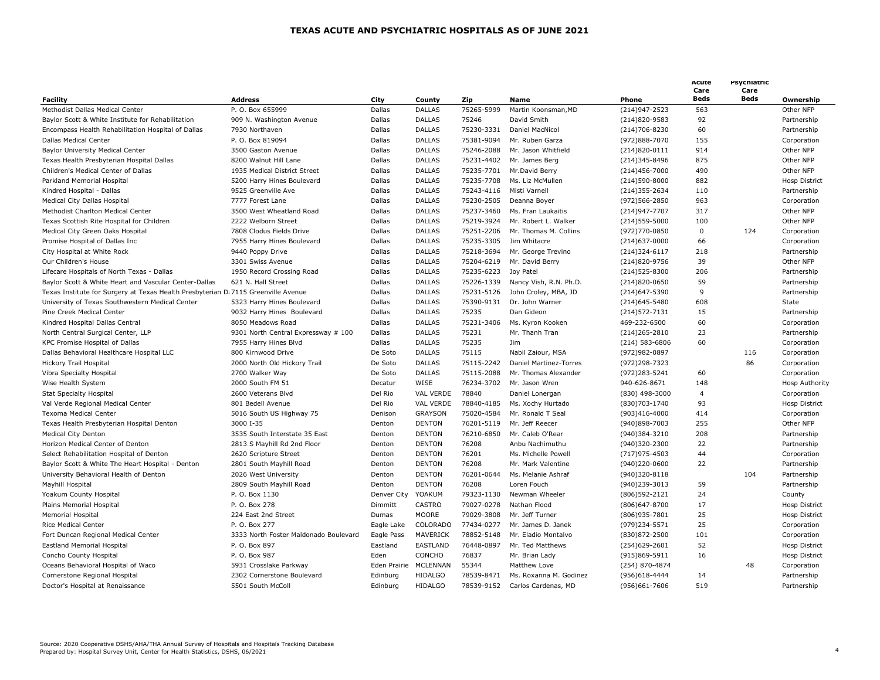# TEXAS ACUTE AND PSYCHIATRIC HOSPITALS AS OF JUNE 2021

| Facility | Address | City | County | Zip | Name | Phone | Acute Care Beds | Psychiatric Care Beds | Ownership |
|---|---|---|---|---|---|---|---|---|---|
| Methodist Dallas Medical Center | P. O. Box 655999 | Dallas | DALLAS | 75265-5999 | Martin Koonsman,MD | (214)947-2523 | 563 | | Other NFP |
| Baylor Scott & White Institute for Rehabilitation | 909 N. Washington Avenue | Dallas | DALLAS | 75246 | David Smith | (214)820-9583 | 92 | | Partnership |
| Encompass Health Rehabilitation Hospital of Dallas | 7930 Northaven | Dallas | DALLAS | 75230-3331 | Daniel MacNicol | (214)706-8230 | 60 | | Partnership |
| Dallas Medical Center | P. O. Box 819094 | Dallas | DALLAS | 75381-9094 | Mr. Ruben Garza | (972)888-7070 | 155 | | Corporation |
| Baylor University Medical Center | 3500 Gaston Avenue | Dallas | DALLAS | 75246-2088 | Mr. Jason Whitfield | (214)820-0111 | 914 | | Other NFP |
| Texas Health Presbyterian Hospital Dallas | 8200 Walnut Hill Lane | Dallas | DALLAS | 75231-4402 | Mr. James Berg | (214)345-8496 | 875 | | Other NFP |
| Children's Medical Center of Dallas | 1935 Medical District Street | Dallas | DALLAS | 75235-7701 | Mr.David Berry | (214)456-7000 | 490 | | Other NFP |
| Parkland Memorial Hospital | 5200 Harry Hines Boulevard | Dallas | DALLAS | 75235-7708 | Ms. Liz McMullen | (214)590-8000 | 882 | | Hosp District |
| Kindred Hospital - Dallas | 9525 Greenville Ave | Dallas | DALLAS | 75243-4116 | Misti Varnell | (214)355-2634 | 110 | | Partnership |
| Medical City Dallas Hospital | 7777 Forest Lane | Dallas | DALLAS | 75230-2505 | Deanna Boyer | (972)566-2850 | 963 | | Corporation |
| Methodist Charlton Medical Center | 3500 West Wheatland Road | Dallas | DALLAS | 75237-3460 | Ms. Fran Laukaitis | (214)947-7707 | 317 | | Other NFP |
| Texas Scottish Rite Hospital for Children | 2222 Welborn Street | Dallas | DALLAS | 75219-3924 | Mr. Robert L. Walker | (214)559-5000 | 100 | | Other NFP |
| Medical City Green Oaks Hospital | 7808 Clodus Fields Drive | Dallas | DALLAS | 75251-2206 | Mr. Thomas M. Collins | (972)770-0850 | 0 | 124 | Corporation |
| Promise Hospital of Dallas Inc | 7955 Harry Hines Boulevard | Dallas | DALLAS | 75235-3305 | Jim Whitacre | (214)637-0000 | 66 | | Corporation |
| City Hospital at White Rock | 9440 Poppy Drive | Dallas | DALLAS | 75218-3694 | Mr. George Trevino | (214)324-6117 | 218 | | Partnership |
| Our Children's House | 3301 Swiss Avenue | Dallas | DALLAS | 75204-6219 | Mr. David Berry | (214)820-9756 | 39 | | Other NFP |
| Lifecare Hospitals of North Texas - Dallas | 1950 Record Crossing Road | Dallas | DALLAS | 75235-6223 | Joy Patel | (214)525-8300 | 206 | | Partnership |
| Baylor Scott & White Heart and Vascular Center-Dallas | 621 N. Hall Street | Dallas | DALLAS | 75226-1339 | Nancy Vish, R.N. Ph.D. | (214)820-0650 | 59 | | Partnership |
| Texas Institute for Surgery at Texas Health Presbyterian Da | 7115 Greenville Avenue | Dallas | DALLAS | 75231-5126 | John Croley, MBA, JD | (214)647-5390 | 9 | | Partnership |
| University of Texas Southwestern Medical Center | 5323 Harry Hines Boulevard | Dallas | DALLAS | 75390-9131 | Dr. John Warner | (214)645-5480 | 608 | | State |
| Pine Creek Medical Center | 9032 Harry Hines Boulevard | Dallas | DALLAS | 75235 | Dan Gideon | (214)572-7131 | 15 | | Partnership |
| Kindred Hospital Dallas Central | 8050 Meadows Road | Dallas | DALLAS | 75231-3406 | Ms. Kyron Kooken | 469-232-6500 | 60 | | Corporation |
| North Central Surgical Center, LLP | 9301 North Central Expressway # 100 | Dallas | DALLAS | 75231 | Mr. Thanh Tran | (214)265-2810 | 23 | | Partnership |
| KPC Promise Hospital of Dallas | 7955 Harry Hines Blvd | Dallas | DALLAS | 75235 | Jim | (214) 583-6806 | 60 | | Corporation |
| Dallas Behavioral Healthcare Hospital LLC | 800 Kirnwood Drive | De Soto | DALLAS | 75115 | Nabil Zaiour, MSA | (972)982-0897 | | 116 | Corporation |
| Hickory Trail Hospital | 2000 North Old Hickory Trail | De Soto | DALLAS | 75115-2242 | Daniel Martinez-Torres | (972)298-7323 | | 86 | Corporation |
| Vibra Specialty Hospital | 2700 Walker Way | De Soto | DALLAS | 75115-2088 | Mr. Thomas Alexander | (972)283-5241 | 60 | | Corporation |
| Wise Health System | 2000 South FM 51 | Decatur | WISE | 76234-3702 | Mr. Jason Wren | 940-626-8671 | 148 | | Hosp Authority |
| Stat Specialty Hospital | 2600 Veterans Blvd | Del Rio | VAL VERDE | 78840 | Daniel Lonergan | (830) 498-3000 | 4 | | Corporation |
| Val Verde Regional Medical Center | 801 Bedell Avenue | Del Rio | VAL VERDE | 78840-4185 | Ms. Xochy Hurtado | (830)703-1740 | 93 | | Hosp District |
| Texoma Medical Center | 5016 South US Highway 75 | Denison | GRAYSON | 75020-4584 | Mr. Ronald T Seal | (903)416-4000 | 414 | | Corporation |
| Texas Health Presbyterian Hospital Denton | 3000 I-35 | Denton | DENTON | 76201-5119 | Mr. Jeff Reecer | (940)898-7003 | 255 | | Other NFP |
| Medical City Denton | 3535 South Interstate 35 East | Denton | DENTON | 76210-6850 | Mr. Caleb O'Rear | (940)384-3210 | 208 | | Partnership |
| Horizon Medical Center of Denton | 2813 S Mayhill Rd 2nd Floor | Denton | DENTON | 76208 | Anbu Nachimuthu | (940)320-2300 | 22 | | Partnership |
| Select Rehabilitation Hospital of Denton | 2620 Scripture Street | Denton | DENTON | 76201 | Ms. Michelle Powell | (717)975-4503 | 44 | | Corporation |
| Baylor Scott & White The Heart Hospital - Denton | 2801 South Mayhill Road | Denton | DENTON | 76208 | Mr. Mark Valentine | (940)220-0600 | 22 | | Partnership |
| University Behavioral Health of Denton | 2026 West University | Denton | DENTON | 76201-0644 | Ms. Melanie Ashraf | (940)320-8118 | | 104 | Partnership |
| Mayhill Hospital | 2809 South Mayhill Road | Denton | DENTON | 76208 | Loren Fouch | (940)239-3013 | 59 | | Partnership |
| Yoakum County Hospital | P. O. Box 1130 | Denver City | YOAKUM | 79323-1130 | Newman Wheeler | (806)592-2121 | 24 | | County |
| Plains Memorial Hospital | P. O. Box 278 | Dimmitt | CASTRO | 79027-0278 | Nathan Flood | (806)647-8700 | 17 | | Hosp District |
| Memorial Hospital | 224 East 2nd Street | Dumas | MOORE | 79029-3808 | Mr. Jeff Turner | (806)935-7801 | 25 | | Hosp District |
| Rice Medical Center | P. O. Box 277 | Eagle Lake | COLORADO | 77434-0277 | Mr. James D. Janek | (979)234-5571 | 25 | | Corporation |
| Fort Duncan Regional Medical Center | 3333 North Foster Maldonado Boulevard | Eagle Pass | MAVERICK | 78852-5148 | Mr. Eladio Montalvo | (830)872-2500 | 101 | | Corporation |
| Eastland Memorial Hospital | P. O. Box 897 | Eastland | EASTLAND | 76448-0897 | Mr. Ted Matthews | (254)629-2601 | 52 | | Hosp District |
| Concho County Hospital | P. O. Box 987 | Eden | CONCHO | 76837 | Mr. Brian Lady | (915)869-5911 | 16 | | Hosp District |
| Oceans Behavioral Hospital of Waco | 5931 Crosslake Parkway | Eden Prairie | MCLENNAN | 55344 | Matthew Love | (254) 870-4874 | | 48 | Corporation |
| Cornerstone Regional Hospital | 2302 Cornerstone Boulevard | Edinburg | HIDALGO | 78539-8471 | Ms. Roxanna M. Godinez | (956)618-4444 | 14 | | Partnership |
| Doctor's Hospital at Renaissance | 5501 South McColl | Edinburg | HIDALGO | 78539-9152 | Carlos Cardenas, MD | (956)661-7606 | 519 | | Partnership |

Source: 2020 Cooperative DSHS/AHA/THA Annual Survey of Hospitals and Hospitals Tracking Database
Prepared by: Hospital Survey Unit, Center for Health Statistics, DSHS, 06/2021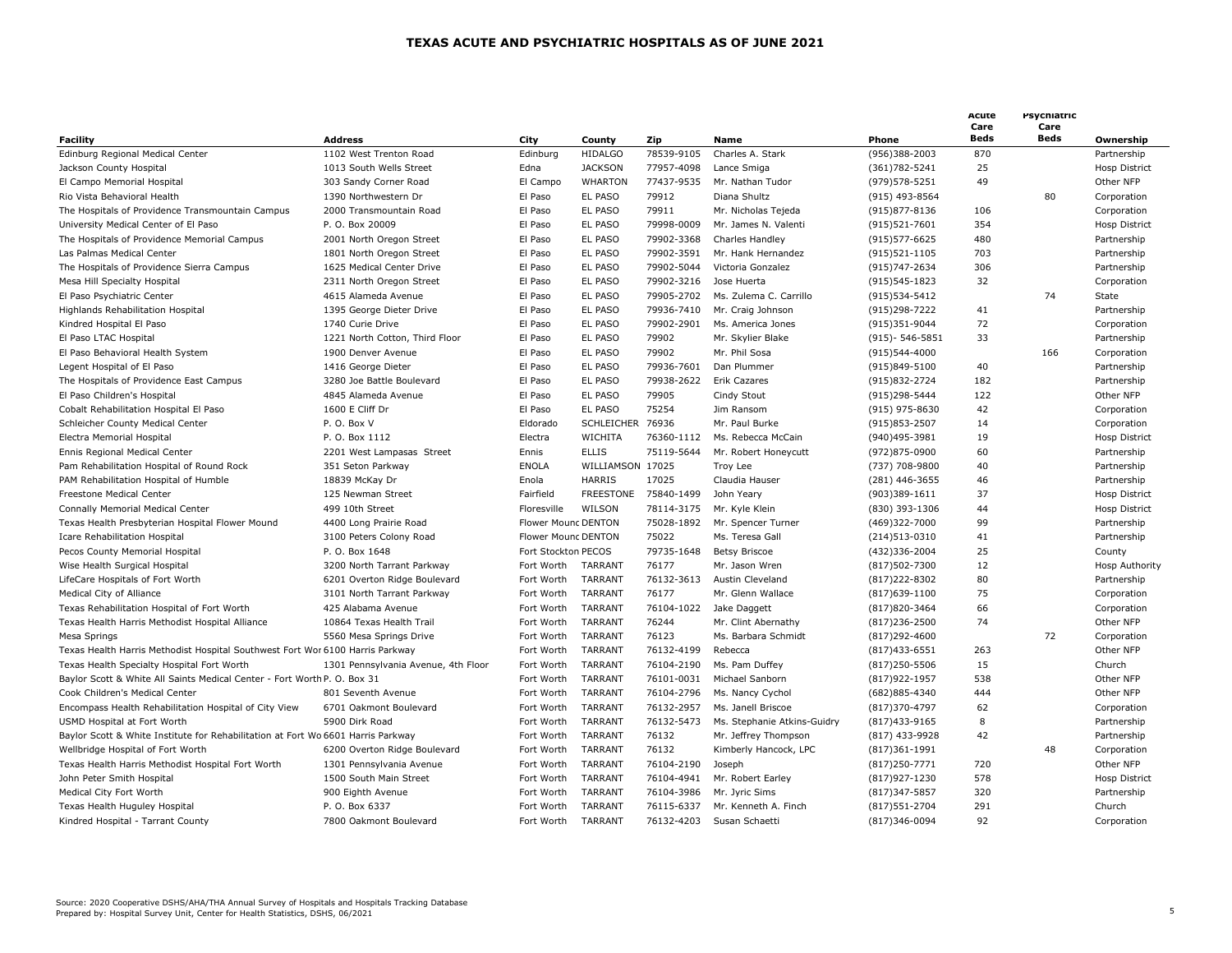# TEXAS ACUTE AND PSYCHIATRIC HOSPITALS AS OF JUNE 2021

| Facility | Address | City | County | Zip | Name | Phone | Acute Care Beds | Psychiatric Care Beds | Ownership |
|---|---|---|---|---|---|---|---|---|---|
| Edinburg Regional Medical Center | 1102 West Trenton Road | Edinburg | HIDALGO | 78539-9105 | Charles A. Stark | (956)388-2003 | 870 | | Partnership |
| Jackson County Hospital | 1013 South Wells Street | Edna | JACKSON | 77957-4098 | Lance Smiga | (361)782-5241 | 25 | | Hosp District |
| El Campo Memorial Hospital | 303 Sandy Corner Road | El Campo | WHARTON | 77437-9535 | Mr. Nathan Tudor | (979)578-5251 | 49 | | Other NFP |
| Rio Vista Behavioral Health | 1390 Northwestern Dr | El Paso | EL PASO | 79912 | Diana Shultz | (915) 493-8564 | | 80 | Corporation |
| The Hospitals of Providence Transmountain Campus | 2000 Transmountain Road | El Paso | EL PASO | 79911 | Mr. Nicholas Tejeda | (915)877-8136 | 106 | | Corporation |
| University Medical Center of El Paso | P. O. Box 20009 | El Paso | EL PASO | 79998-0009 | Mr. James N. Valenti | (915)521-7601 | 354 | | Hosp District |
| The Hospitals of Providence Memorial Campus | 2001 North Oregon Street | El Paso | EL PASO | 79902-3368 | Charles Handley | (915)577-6625 | 480 | | Partnership |
| Las Palmas Medical Center | 1801 North Oregon Street | El Paso | EL PASO | 79902-3591 | Mr. Hank Hernandez | (915)521-1105 | 703 | | Partnership |
| The Hospitals of Providence Sierra Campus | 1625 Medical Center Drive | El Paso | EL PASO | 79902-5044 | Victoria Gonzalez | (915)747-2634 | 306 | | Partnership |
| Mesa Hill Specialty Hospital | 2311 North Oregon Street | El Paso | EL PASO | 79902-3216 | Jose Huerta | (915)545-1823 | 32 | | Corporation |
| El Paso Psychiatric Center | 4615 Alameda Avenue | El Paso | EL PASO | 79905-2702 | Ms. Zulema C. Carrillo | (915)534-5412 | | 74 | State |
| Highlands Rehabilitation Hospital | 1395 George Dieter Drive | El Paso | EL PASO | 79936-7410 | Mr. Craig Johnson | (915)298-7222 | 41 | | Partnership |
| Kindred Hospital El Paso | 1740 Curie Drive | El Paso | EL PASO | 79902-2901 | Ms. America Jones | (915)351-9044 | 72 | | Corporation |
| El Paso LTAC Hospital | 1221 North Cotton, Third Floor | El Paso | EL PASO | 79902 | Mr. Skylier Blake | (915)- 546-5851 | 33 | | Partnership |
| El Paso Behavioral Health System | 1900 Denver Avenue | El Paso | EL PASO | 79902 | Mr. Phil Sosa | (915)544-4000 | | 166 | Corporation |
| Legent Hospital of El Paso | 1416 George Dieter | El Paso | EL PASO | 79936-7601 | Dan Plummer | (915)849-5100 | 40 | | Partnership |
| The Hospitals of Providence East Campus | 3280 Joe Battle Boulevard | El Paso | EL PASO | 79938-2622 | Erik Cazares | (915)832-2724 | 182 | | Partnership |
| El Paso Children's Hospital | 4845 Alameda Avenue | El Paso | EL PASO | 79905 | Cindy Stout | (915)298-5444 | 122 | | Other NFP |
| Cobalt Rehabilitation Hospital El Paso | 1600 E Cliff Dr | El Paso | EL PASO | 75254 | Jim Ransom | (915) 975-8630 | 42 | | Corporation |
| Schleicher County Medical Center | P. O. Box V | Eldorado | SCHLEICHER | 76936 | Mr. Paul Burke | (915)853-2507 | 14 | | Corporation |
| Electra Memorial Hospital | P. O. Box 1112 | Electra | WICHITA | 76360-1112 | Ms. Rebecca McCain | (940)495-3981 | 19 | | Hosp District |
| Ennis Regional Medical Center | 2201 West Lampasas Street | Ennis | ELLIS | 75119-5644 | Mr. Robert Honeycutt | (972)875-0900 | 60 | | Partnership |
| Pam Rehabilitation Hospital of Round Rock | 351 Seton Parkway | ENOLA | WILLIAMSON | 17025 | Troy Lee | (737) 708-9800 | 40 | | Partnership |
| PAM Rehabilitation Hospital of Humble | 18839 McKay Dr | Enola | HARRIS | 17025 | Claudia Hauser | (281) 446-3655 | 46 | | Partnership |
| Freestone Medical Center | 125 Newman Street | Fairfield | FREESTONE | 75840-1499 | John Yeary | (903)389-1611 | 37 | | Hosp District |
| Connally Memorial Medical Center | 499 10th Street | Floresville | WILSON | 78114-3175 | Mr. Kyle Klein | (830) 393-1306 | 44 | | Hosp District |
| Texas Health Presbyterian Hospital Flower Mound | 4400 Long Prairie Road | Flower Mound | DENTON | 75028-1892 | Mr. Spencer Turner | (469)322-7000 | 99 | | Partnership |
| Icare Rehabilitation Hospital | 3100 Peters Colony Road | Flower Mound | DENTON | 75022 | Ms. Teresa Gall | (214)513-0310 | 41 | | Partnership |
| Pecos County Memorial Hospital | P. O. Box 1648 | Fort Stockton | PECOS | 79735-1648 | Betsy Briscoe | (432)336-2004 | 25 | | County |
| Wise Health Surgical Hospital | 3200 North Tarrant Parkway | Fort Worth | TARRANT | 76177 | Mr. Jason Wren | (817)502-7300 | 12 | | Hosp Authority |
| LifeCare Hospitals of Fort Worth | 6201 Overton Ridge Boulevard | Fort Worth | TARRANT | 76132-3613 | Austin Cleveland | (817)222-8302 | 80 | | Partnership |
| Medical City of Alliance | 3101 North Tarrant Parkway | Fort Worth | TARRANT | 76177 | Mr. Glenn Wallace | (817)639-1100 | 75 | | Corporation |
| Texas Rehabilitation Hospital of Fort Worth | 425 Alabama Avenue | Fort Worth | TARRANT | 76104-1022 | Jake Daggett | (817)820-3464 | 66 | | Corporation |
| Texas Health Harris Methodist Hospital Alliance | 10864 Texas Health Trail | Fort Worth | TARRANT | 76244 | Mr. Clint Abernathy | (817)236-2500 | 74 | | Other NFP |
| Mesa Springs | 5560 Mesa Springs Drive | Fort Worth | TARRANT | 76123 | Ms. Barbara Schmidt | (817)292-4600 | | 72 | Corporation |
| Texas Health Harris Methodist Hospital Southwest Fort Worth | 6100 Harris Parkway | Fort Worth | TARRANT | 76132-4199 | Rebecca | (817)433-6551 | 263 | | Other NFP |
| Texas Health Specialty Hospital Fort Worth | 1301 Pennsylvania Avenue, 4th Floor | Fort Worth | TARRANT | 76104-2190 | Ms. Pam Duffey | (817)250-5506 | 15 | | Church |
| Baylor Scott & White All Saints Medical Center - Fort Worth | P. O. Box 31 | Fort Worth | TARRANT | 76101-0031 | Michael Sanborn | (817)922-1957 | 538 | | Other NFP |
| Cook Children's Medical Center | 801 Seventh Avenue | Fort Worth | TARRANT | 76104-2796 | Ms. Nancy Cychol | (682)885-4340 | 444 | | Other NFP |
| Encompass Health Rehabilitation Hospital of City View | 6701 Oakmont Boulevard | Fort Worth | TARRANT | 76132-2957 | Ms. Janell Briscoe | (817)370-4797 | 62 | | Corporation |
| USMD Hospital at Fort Worth | 5900 Dirk Road | Fort Worth | TARRANT | 76132-5473 | Ms. Stephanie Atkins-Guidry | (817)433-9165 | 8 | | Partnership |
| Baylor Scott & White Institute for Rehabilitation at Fort Worth | 6601 Harris Parkway | Fort Worth | TARRANT | 76132 | Mr. Jeffrey Thompson | (817) 433-9928 | 42 | | Partnership |
| Wellbridge Hospital of Fort Worth | 6200 Overton Ridge Boulevard | Fort Worth | TARRANT | 76132 | Kimberly Hancock, LPC | (817)361-1991 | | 48 | Corporation |
| Texas Health Harris Methodist Hospital Fort Worth | 1301 Pennsylvania Avenue | Fort Worth | TARRANT | 76104-2190 | Joseph | (817)250-7771 | 720 | | Other NFP |
| John Peter Smith Hospital | 1500 South Main Street | Fort Worth | TARRANT | 76104-4941 | Mr. Robert Earley | (817)927-1230 | 578 | | Hosp District |
| Medical City Fort Worth | 900 Eighth Avenue | Fort Worth | TARRANT | 76104-3986 | Mr. Jyric Sims | (817)347-5857 | 320 | | Partnership |
| Texas Health Huguley Hospital | P. O. Box 6337 | Fort Worth | TARRANT | 76115-6337 | Mr. Kenneth A. Finch | (817)551-2704 | 291 | | Church |
| Kindred Hospital - Tarrant County | 7800 Oakmont Boulevard | Fort Worth | TARRANT | 76132-4203 | Susan Schaetti | (817)346-0094 | 92 | | Corporation |

Source: 2020 Cooperative DSHS/AHA/THA Annual Survey of Hospitals and Hospitals Tracking Database
Prepared by: Hospital Survey Unit, Center for Health Statistics, DSHS, 06/2021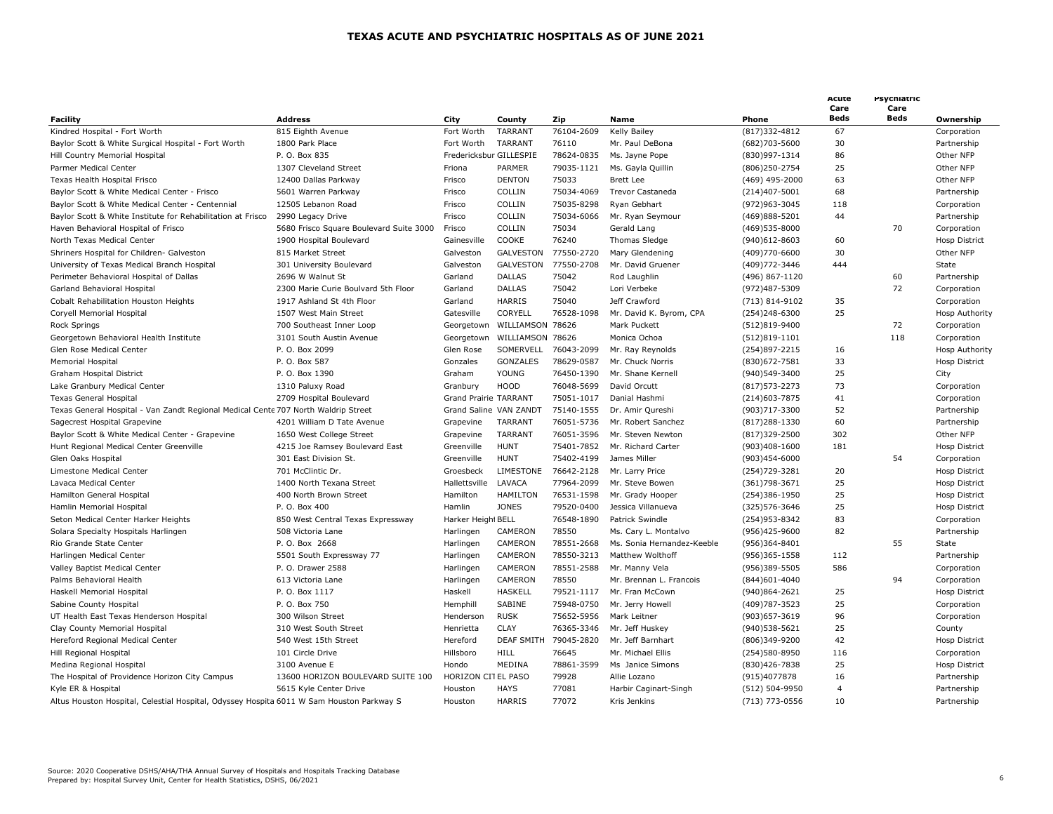# TEXAS ACUTE AND PSYCHIATRIC HOSPITALS AS OF JUNE 2021

| Facility | Address | City | County | Zip | Name | Phone | Acute Care Beds | Psychiatric Care Beds | Ownership |
|---|---|---|---|---|---|---|---|---|---|
| Kindred Hospital - Fort Worth | 815 Eighth Avenue | Fort Worth | TARRANT | 76104-2609 | Kelly Bailey | (817)332-4812 | 67 | | Corporation |
| Baylor Scott & White Surgical Hospital - Fort Worth | 1800 Park Place | Fort Worth | TARRANT | 76110 | Mr. Paul DeBona | (682)703-5600 | 30 | | Partnership |
| Hill Country Memorial Hospital | P. O. Box 835 | Fredericksbur | GILLESPIE | 78624-0835 | Ms. Jayne Pope | (830)997-1314 | 86 | | Other NFP |
| Parmer Medical Center | 1307 Cleveland Street | Friona | PARMER | 79035-1121 | Ms. Gayla Quillin | (806)250-2754 | 25 | | Other NFP |
| Texas Health Hospital Frisco | 12400 Dallas Parkway | Frisco | DENTON | 75033 | Brett Lee | (469) 495-2000 | 63 | | Other NFP |
| Baylor Scott & White Medical Center - Frisco | 5601 Warren Parkway | Frisco | COLLIN | 75034-4069 | Trevor Castaneda | (214)407-5001 | 68 | | Partnership |
| Baylor Scott & White Medical Center - Centennial | 12505 Lebanon Road | Frisco | COLLIN | 75035-8298 | Ryan Gebhart | (972)963-3045 | 118 | | Corporation |
| Baylor Scott & White Institute for Rehabilitation at Frisco | 2990 Legacy Drive | Frisco | COLLIN | 75034-6066 | Mr. Ryan Seymour | (469)888-5201 | 44 | | Partnership |
| Haven Behavioral Hospital of Frisco | 5680 Frisco Square Boulevard Suite 3000 | Frisco | COLLIN | 75034 | Gerald Lang | (469)535-8000 | | 70 | Corporation |
| North Texas Medical Center | 1900 Hospital Boulevard | Gainesville | COOKE | 76240 | Thomas Sledge | (940)612-8603 | 60 | | Hosp District |
| Shriners Hospital for Children- Galveston | 815 Market Street | Galveston | GALVESTON | 77550-2720 | Mary Glendening | (409)770-6600 | 30 | | Other NFP |
| University of Texas Medical Branch Hospital | 301 University Boulevard | Galveston | GALVESTON | 77550-2708 | Mr. David Gruener | (409)772-3446 | 444 | | State |
| Perimeter Behavioral Hospital of Dallas | 2696 W Walnut St | Garland | DALLAS | 75042 | Rod Laughlin | (496) 867-1120 | | 60 | Partnership |
| Garland Behavioral Hospital | 2300 Marie Curie Boulvard 5th Floor | Garland | DALLAS | 75042 | Lori Verbeke | (972)487-5309 | | 72 | Corporation |
| Cobalt Rehabilitation Houston Heights | 1917 Ashland St 4th Floor | Garland | HARRIS | 75040 | Jeff Crawford | (713) 814-9102 | 35 | | Corporation |
| Coryell Memorial Hospital | 1507 West Main Street | Gatesville | CORYELL | 76528-1098 | Mr. David K. Byrom, CPA | (254)248-6300 | 25 | | Hosp Authority |
| Rock Springs | 700 Southeast Inner Loop | Georgetown | WILLIAMSON | 78626 | Mark Puckett | (512)819-9400 | | 72 | Corporation |
| Georgetown Behavioral Health Institute | 3101 South Austin Avenue | Georgetown | WILLIAMSON | 78626 | Monica Ochoa | (512)819-1101 | | 118 | Corporation |
| Glen Rose Medical Center | P. O. Box 2099 | Glen Rose | SOMERVELL | 76043-2099 | Mr. Ray Reynolds | (254)897-2215 | 16 | | Hosp Authority |
| Memorial Hospital | P. O. Box 587 | Gonzales | GONZALES | 78629-0587 | Mr. Chuck Norris | (830)672-7581 | 33 | | Hosp District |
| Graham Hospital District | P. O. Box 1390 | Graham | YOUNG | 76450-1390 | Mr. Shane Kernell | (940)549-3400 | 25 | | City |
| Lake Granbury Medical Center | 1310 Paluxy Road | Granbury | HOOD | 76048-5699 | David Orcutt | (817)573-2273 | 73 | | Corporation |
| Texas General Hospital | 2709 Hospital Boulevard | Grand Prairie | TARRANT | 75051-1017 | Danial Hashmi | (214)603-7875 | 41 | | Corporation |
| Texas General Hospital - Van Zandt Regional Medical Cente | 707 North Waldrip Street | Grand Saline | VAN ZANDT | 75140-1555 | Dr. Amir Qureshi | (903)717-3300 | 52 | | Partnership |
| Sagecrest Hospital Grapevine | 4201 William D Tate Avenue | Grapevine | TARRANT | 76051-5736 | Mr. Robert Sanchez | (817)288-1330 | 60 | | Partnership |
| Baylor Scott & White Medical Center - Grapevine | 1650 West College Street | Grapevine | TARRANT | 76051-3596 | Mr. Steven Newton | (817)329-2500 | 302 | | Other NFP |
| Hunt Regional Medical Center Greenville | 4215 Joe Ramsey Boulevard East | Greenville | HUNT | 75401-7852 | Mr. Richard Carter | (903)408-1600 | 181 | | Hosp District |
| Glen Oaks Hospital | 301 East Division St. | Greenville | HUNT | 75402-4199 | James Miller | (903)454-6000 | | 54 | Corporation |
| Limestone Medical Center | 701 McClintic Dr. | Groesbeck | LIMESTONE | 76642-2128 | Mr. Larry Price | (254)729-3281 | 20 | | Hosp District |
| Lavaca Medical Center | 1400 North Texana Street | Hallettsville | LAVACA | 77964-2099 | Mr. Steve Bowen | (361)798-3671 | 25 | | Hosp District |
| Hamilton General Hospital | 400 North Brown Street | Hamilton | HAMILTON | 76531-1598 | Mr. Grady Hooper | (254)386-1950 | 25 | | Hosp District |
| Hamlin Memorial Hospital | P. O. Box 400 | Hamlin | JONES | 79520-0400 | Jessica Villanueva | (325)576-3646 | 25 | | Hosp District |
| Seton Medical Center Harker Heights | 850 West Central Texas Expressway | Harker Height | BELL | 76548-1890 | Patrick Swindle | (254)953-8342 | 83 | | Corporation |
| Solara Specialty Hospitals Harlingen | 508 Victoria Lane | Harlingen | CAMERON | 78550 | Ms. Cary L. Montalvo | (956)425-9600 | 82 | | Partnership |
| Rio Grande State Center | P. O. Box 2668 | Harlingen | CAMERON | 78551-2668 | Ms. Sonia Hernandez-Keeble | (956)364-8401 | | 55 | State |
| Harlingen Medical Center | 5501 South Expressway 77 | Harlingen | CAMERON | 78550-3213 | Matthew Wolthoff | (956)365-1558 | 112 | | Partnership |
| Valley Baptist Medical Center | P. O. Drawer 2588 | Harlingen | CAMERON | 78551-2588 | Mr. Manny Vela | (956)389-5505 | 586 | | Corporation |
| Palms Behavioral Health | 613 Victoria Lane | Harlingen | CAMERON | 78550 | Mr. Brennan L. Francois | (844)601-4040 | | 94 | Corporation |
| Haskell Memorial Hospital | P. O. Box 1117 | Haskell | HASKELL | 79521-1117 | Mr. Fran McCown | (940)864-2621 | 25 | | Hosp District |
| Sabine County Hospital | P. O. Box 750 | Hemphill | SABINE | 75948-0750 | Mr. Jerry Howell | (409)787-3523 | 25 | | Corporation |
| UT Health East Texas Henderson Hospital | 300 Wilson Street | Henderson | RUSK | 75652-5956 | Mark Leitner | (903)657-3619 | 96 | | Corporation |
| Clay County Memorial Hospital | 310 West South Street | Henrietta | CLAY | 76365-3346 | Mr. Jeff Huskey | (940)538-5621 | 25 | | County |
| Hereford Regional Medical Center | 540 West 15th Street | Hereford | DEAF SMITH | 79045-2820 | Mr. Jeff Barnhart | (806)349-9200 | 42 | | Hosp District |
| Hill Regional Hospital | 101 Circle Drive | Hillsboro | HILL | 76645 | Mr. Michael Ellis | (254)580-8950 | 116 | | Corporation |
| Medina Regional Hospital | 3100 Avenue E | Hondo | MEDINA | 78861-3599 | Ms Janice Simons | (830)426-7838 | 25 | | Hosp District |
| The Hospital of Providence Horizon City Campus | 13600 HORIZON BOULEVARD SUITE 100 | HORIZON CIT | EL PASO | 79928 | Allie Lozano | (915)4077878 | 16 | | Partnership |
| Kyle ER & Hospital | 5615 Kyle Center Drive | Houston | HAYS | 77081 | Harbir Caginart-Singh | (512) 504-9950 | 4 | | Partnership |
| Altus Houston Hospital, Celestial Hospital, Odyssey Hospita | 6011 W Sam Houston Parkway S | Houston | HARRIS | 77072 | Kris Jenkins | (713) 773-0556 | 10 | | Partnership |

Source: 2020 Cooperative DSHS/AHA/THA Annual Survey of Hospitals and Hospitals Tracking Database
Prepared by: Hospital Survey Unit, Center for Health Statistics, DSHS, 06/2021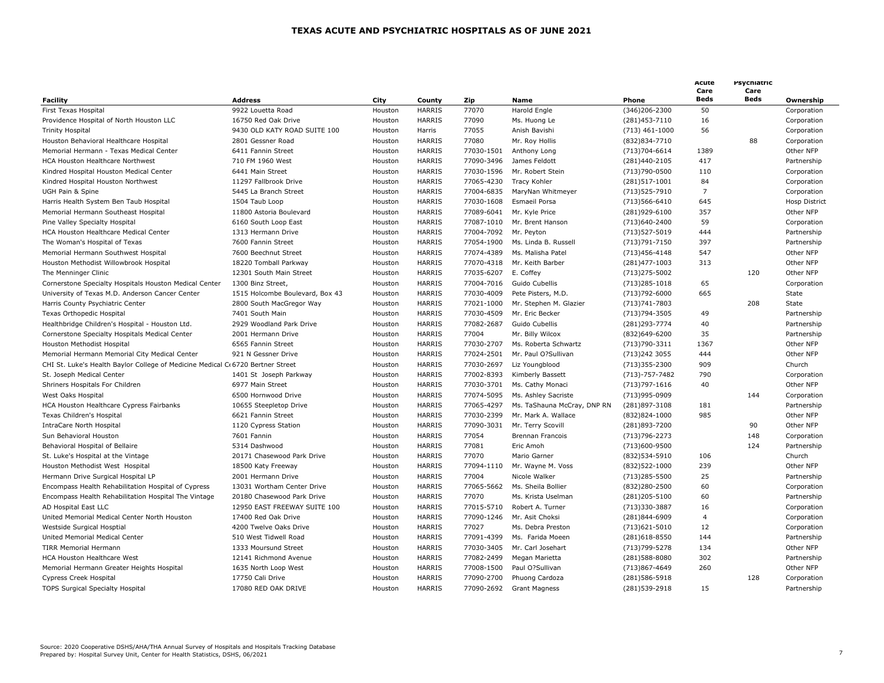# TEXAS ACUTE AND PSYCHIATRIC HOSPITALS AS OF JUNE 2021

| Facility | Address | City | County | Zip | Name | Phone | Acute Care Beds | Psychiatric Care Beds | Ownership |
|---|---|---|---|---|---|---|---|---|---|
| First Texas Hospital | 9922 Louetta Road | Houston | HARRIS | 77070 | Harold Engle | (346)206-2300 | 50 | | Corporation |
| Providence Hospital of North Houston LLC | 16750 Red Oak Drive | Houston | HARRIS | 77090 | Ms. Huong Le | (281)453-7110 | 16 | | Corporation |
| Trinity Hospital | 9430 OLD KATY ROAD SUITE 100 | Houston | Harris | 77055 | Anish Bavishi | (713) 461-1000 | 56 | | Corporation |
| Houston Behavioral Healthcare Hospital | 2801 Gessner Road | Houston | HARRIS | 77080 | Mr. Roy Hollis | (832)834-7710 | | 88 | Corporation |
| Memorial Hermann - Texas Medical Center | 6411 Fannin Street | Houston | HARRIS | 77030-1501 | Anthony Long | (713)704-6614 | 1389 | | Other NFP |
| HCA Houston Healthcare Northwest | 710 FM 1960 West | Houston | HARRIS | 77090-3496 | James Feldott | (281)440-2105 | 417 | | Partnership |
| Kindred Hospital Houston Medical Center | 6441 Main Street | Houston | HARRIS | 77030-1596 | Mr. Robert Stein | (713)790-0500 | 110 | | Corporation |
| Kindred Hospital Houston Northwest | 11297 Fallbrook Drive | Houston | HARRIS | 77065-4230 | Tracy Kohler | (281)517-1001 | 84 | | Corporation |
| UGH Pain & Spine | 5445 La Branch Street | Houston | HARRIS | 77004-6835 | MaryNan Whitmeyer | (713)525-7910 | 7 | | Corporation |
| Harris Health System Ben Taub Hospital | 1504 Taub Loop | Houston | HARRIS | 77030-1608 | Esmaeil Porsa | (713)566-6410 | 645 | | Hosp District |
| Memorial Hermann Southeast Hospital | 11800 Astoria Boulevard | Houston | HARRIS | 77089-6041 | Mr. Kyle Price | (281)929-6100 | 357 | | Other NFP |
| Pine Valley Specialty Hospital | 6160 South Loop East | Houston | HARRIS | 77087-1010 | Mr. Brent Hanson | (713)640-2400 | 59 | | Corporation |
| HCA Houston Healthcare Medical Center | 1313 Hermann Drive | Houston | HARRIS | 77004-7092 | Mr. Peyton | (713)527-5019 | 444 | | Partnership |
| The Woman's Hospital of Texas | 7600 Fannin Street | Houston | HARRIS | 77054-1900 | Ms. Linda B. Russell | (713)791-7150 | 397 | | Partnership |
| Memorial Hermann Southwest Hospital | 7600 Beechnut Street | Houston | HARRIS | 77074-4389 | Ms. Malisha Patel | (713)456-4148 | 547 | | Other NFP |
| Houston Methodist Willowbrook Hospital | 18220 Tomball Parkway | Houston | HARRIS | 77070-4318 | Mr. Keith Barber | (281)477-1003 | 313 | | Other NFP |
| The Menninger Clinic | 12301 South Main Street | Houston | HARRIS | 77035-6207 | E. Coffey | (713)275-5002 | | 120 | Other NFP |
| Cornerstone Specialty Hospitals Houston Medical Center | 1300 Binz Street, | Houston | HARRIS | 77004-7016 | Guido Cubellis | (713)285-1018 | 65 | | Corporation |
| University of Texas M.D. Anderson Cancer Center | 1515 Holcombe Boulevard, Box 43 | Houston | HARRIS | 77030-4009 | Pete Pisters, M.D. | (713)792-6000 | 665 | | State |
| Harris County Psychiatric Center | 2800 South MacGregor Way | Houston | HARRIS | 77021-1000 | Mr. Stephen M. Glazier | (713)741-7803 | | 208 | State |
| Texas Orthopedic Hospital | 7401 South Main | Houston | HARRIS | 77030-4509 | Mr. Eric Becker | (713)794-3505 | 49 | | Partnership |
| Healthbridge Children's Hospital - Houston Ltd. | 2929 Woodland Park Drive | Houston | HARRIS | 77082-2687 | Guido Cubellis | (281)293-7774 | 40 | | Partnership |
| Cornerstone Specialty Hospitals Medical Center | 2001 Hermann Drive | Houston | HARRIS | 77004 | Mr. Billy Wilcox | (832)649-6200 | 35 | | Partnership |
| Houston Methodist Hospital | 6565 Fannin Street | Houston | HARRIS | 77030-2707 | Ms. Roberta Schwartz | (713)790-3311 | 1367 | | Other NFP |
| Memorial Hermann Memorial City Medical Center | 921 N Gessner Drive | Houston | HARRIS | 77024-2501 | Mr. Paul O?Sullivan | (713)242 3055 | 444 | | Other NFP |
| CHI St. Luke's Health Baylor College of Medicine Medical C | 6720 Bertner Street | Houston | HARRIS | 77030-2697 | Liz Youngblood | (713)355-2300 | 909 | | Church |
| St. Joseph Medical Center | 1401 St Joseph Parkway | Houston | HARRIS | 77002-8393 | Kimberly Bassett | (713)-757-7482 | 790 | | Corporation |
| Shriners Hospitals For Children | 6977 Main Street | Houston | HARRIS | 77030-3701 | Ms. Cathy Monaci | (713)797-1616 | 40 | | Other NFP |
| West Oaks Hospital | 6500 Hornwood Drive | Houston | HARRIS | 77074-5095 | Ms. Ashley Sacriste | (713)995-0909 | | 144 | Corporation |
| HCA Houston Healthcare Cypress Fairbanks | 10655 Steepletop Drive | Houston | HARRIS | 77065-4297 | Ms. TaShauna McCray, DNP RN | (281)897-3108 | 181 | | Partnership |
| Texas Children's Hospital | 6621 Fannin Street | Houston | HARRIS | 77030-2399 | Mr. Mark A. Wallace | (832)824-1000 | 985 | | Other NFP |
| IntraCare North Hospital | 1120 Cypress Station | Houston | HARRIS | 77090-3031 | Mr. Terry Scovill | (281)893-7200 | | 90 | Other NFP |
| Sun Behavioral Houston | 7601 Fannin | Houston | HARRIS | 77054 | Brennan Francois | (713)796-2273 | | 148 | Corporation |
| Behavioral Hospital of Bellaire | 5314 Dashwood | Houston | HARRIS | 77081 | Eric Amoh | (713)600-9500 | | 124 | Partnership |
| St. Luke's Hospital at the Vintage | 20171 Chasewood Park Drive | Houston | HARRIS | 77070 | Mario Garner | (832)534-5910 | 106 | | Church |
| Houston Methodist West Hospital | 18500 Katy Freeway | Houston | HARRIS | 77094-1110 | Mr. Wayne M. Voss | (832)522-1000 | 239 | | Other NFP |
| Hermann Drive Surgical Hospital LP | 2001 Hermann Drive | Houston | HARRIS | 77004 | Nicole Walker | (713)285-5500 | 25 | | Partnership |
| Encompass Health Rehabilitation Hospital of Cypress | 13031 Wortham Center Drive | Houston | HARRIS | 77065-5662 | Ms. Sheila Bollier | (832)280-2500 | 60 | | Corporation |
| Encompass Health Rehabilitation Hospital The Vintage | 20180 Chasewood Park Drive | Houston | HARRIS | 77070 | Ms. Krista Uselman | (281)205-5100 | 60 | | Partnership |
| AD Hospital East LLC | 12950 EAST FREEWAY SUITE 100 | Houston | HARRIS | 77015-5710 | Robert A. Turner | (713)330-3887 | 16 | | Corporation |
| United Memorial Medical Center North Houston | 17400 Red Oak Drive | Houston | HARRIS | 77090-1246 | Mr. Asit Choksi | (281)844-6909 | 4 | | Corporation |
| Westside Surgical Hosptial | 4200 Twelve Oaks Drive | Houston | HARRIS | 77027 | Ms. Debra Preston | (713)621-5010 | 12 | | Corporation |
| United Memorial Medical Center | 510 West Tidwell Road | Houston | HARRIS | 77091-4399 | Ms. Farida Moeen | (281)618-8550 | 144 | | Partnership |
| TIRR Memorial Hermann | 1333 Moursund Street | Houston | HARRIS | 77030-3405 | Mr. Carl Josehart | (713)799-5278 | 134 | | Other NFP |
| HCA Houston Healthcare West | 12141 Richmond Avenue | Houston | HARRIS | 77082-2499 | Megan Marietta | (281)588-8080 | 302 | | Partnership |
| Memorial Hermann Greater Heights Hospital | 1635 North Loop West | Houston | HARRIS | 77008-1500 | Paul O?Sullivan | (713)867-4649 | 260 | | Other NFP |
| Cypress Creek Hospital | 17750 Cali Drive | Houston | HARRIS | 77090-2700 | Phuong Cardoza | (281)586-5918 | | 128 | Corporation |
| TOPS Surgical Specialty Hospital | 17080 RED OAK DRIVE | Houston | HARRIS | 77090-2692 | Grant Magness | (281)539-2918 | 15 | | Partnership |

Source: 2020 Cooperative DSHS/AHA/THA Annual Survey of Hospitals and Hospitals Tracking Database
Prepared by: Hospital Survey Unit, Center for Health Statistics, DSHS, 06/2021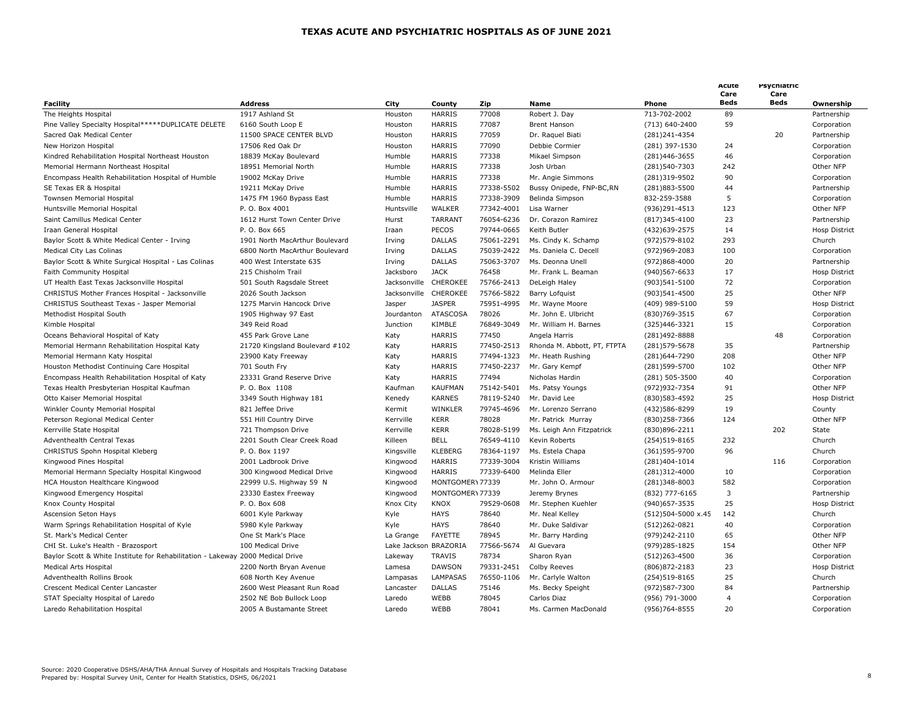# TEXAS ACUTE AND PSYCHIATRIC HOSPITALS AS OF JUNE 2021

| Facility | Address | City | County | Zip | Name | Phone | Acute Care Beds | Psychiatric Care Beds | Ownership |
|---|---|---|---|---|---|---|---|---|---|
| The Heights Hospital | 1917 Ashland St | Houston | HARRIS | 77008 | Robert J. Day | 713-702-2002 | 89 | | Partnership |
| Pine Valley Specialty Hospital*****DUPLICATE DELETE | 6160 South Loop E | Houston | HARRIS | 77087 | Brent Hanson | (713) 640-2400 | 59 | | Corporation |
| Sacred Oak Medical Center | 11500 SPACE CENTER BLVD | Houston | HARRIS | 77059 | Dr. Raquel Biati | (281)241-4354 | | 20 | Partnership |
| New Horizon Hospital | 17506 Red Oak Dr | Houston | HARRIS | 77090 | Debbie Cormier | (281) 397-1530 | 24 | | Corporation |
| Kindred Rehabilitation Hospital Northeast Houston | 18839 McKay Boulevard | Humble | HARRIS | 77338 | Mikael Simpson | (281)446-3655 | 46 | | Corporation |
| Memorial Hermann Northeast Hospital | 18951 Memorial North | Humble | HARRIS | 77338 | Josh Urban | (281)540-7303 | 242 | | Other NFP |
| Encompass Health Rehabilitation Hospital of Humble | 19002 McKay Drive | Humble | HARRIS | 77338 | Mr. Angie Simmons | (281)319-9502 | 90 | | Corporation |
| SE Texas ER & Hospital | 19211 McKay Drive | Humble | HARRIS | 77338-5502 | Bussy Onipede, FNP-BC,RN | (281)883-5500 | 44 | | Partnership |
| Townsen Memorial Hospital | 1475 FM 1960 Bypass East | Humble | HARRIS | 77338-3909 | Belinda Simpson | 832-259-3588 | 5 | | Corporation |
| Huntsville Memorial Hospital | P. O. Box 4001 | Huntsville | WALKER | 77342-4001 | Lisa Warner | (936)291-4513 | 123 | | Other NFP |
| Saint Camillus Medical Center | 1612 Hurst Town Center Drive | Hurst | TARRANT | 76054-6236 | Dr. Corazon Ramirez | (817)345-4100 | 23 | | Partnership |
| Iraan General Hospital | P. O. Box 665 | Iraan | PECOS | 79744-0665 | Keith Butler | (432)639-2575 | 14 | | Hosp District |
| Baylor Scott & White Medical Center - Irving | 1901 North MacArthur Boulevard | Irving | DALLAS | 75061-2291 | Ms. Cindy K. Schamp | (972)579-8102 | 293 | | Church |
| Medical City Las Colinas | 6800 North MacArthur Boulevard | Irving | DALLAS | 75039-2422 | Ms. Daniela C. Decell | (972)969-2083 | 100 | | Corporation |
| Baylor Scott & White Surgical Hospital - Las Colinas | 400 West Interstate 635 | Irving | DALLAS | 75063-3707 | Ms. Deonna Unell | (972)868-4000 | 20 | | Partnership |
| Faith Community Hospital | 215 Chisholm Trail | Jacksboro | JACK | 76458 | Mr. Frank L. Beaman | (940)567-6633 | 17 | | Hosp District |
| UT Health East Texas Jacksonville Hospital | 501 South Ragsdale Street | Jacksonville | CHEROKEE | 75766-2413 | DeLeigh Haley | (903)541-5100 | 72 | | Corporation |
| CHRISTUS Mother Frances Hospital - Jacksonville | 2026 South Jackson | Jacksonville | CHEROKEE | 75766-5822 | Barry Lofquist | (903)541-4500 | 25 | | Other NFP |
| CHRISTUS Southeast Texas - Jasper Memorial | 1275 Marvin Hancock Drive | Jasper | JASPER | 75951-4995 | Mr. Wayne Moore | (409) 989-5100 | 59 | | Hosp District |
| Methodist Hospital South | 1905 Highway 97 East | Jourdanton | ATASCOSA | 78026 | Mr. John E. Ulbricht | (830)769-3515 | 67 | | Corporation |
| Kimble Hospital | 349 Reid Road | Junction | KIMBLE | 76849-3049 | Mr. William H. Barnes | (325)446-3321 | 15 | | Corporation |
| Oceans Behavioral Hospital of Katy | 455 Park Grove Lane | Katy | HARRIS | 77450 | Angela Harris | (281)492-8888 | | 48 | Corporation |
| Memorial Hermann Rehabilitation Hospital Katy | 21720 Kingsland Boulevard #102 | Katy | HARRIS | 77450-2513 | Rhonda M. Abbott, PT, FTPTA | (281)579-5678 | 35 | | Partnership |
| Memorial Hermann Katy Hospital | 23900 Katy Freeway | Katy | HARRIS | 77494-1323 | Mr. Heath Rushing | (281)644-7290 | 208 | | Other NFP |
| Houston Methodist Continuing Care Hospital | 701 South Fry | Katy | HARRIS | 77450-2237 | Mr. Gary Kempf | (281)599-5700 | 102 | | Other NFP |
| Encompass Health Rehabilitation Hospital of Katy | 23331 Grand Reserve Drive | Katy | HARRIS | 77494 | Nicholas Hardin | (281) 505-3500 | 40 | | Corporation |
| Texas Health Presbyterian Hospital Kaufman | P. O. Box 1108 | Kaufman | KAUFMAN | 75142-5401 | Ms. Patsy Youngs | (972)932-7354 | 91 | | Other NFP |
| Otto Kaiser Memorial Hospital | 3349 South Highway 181 | Kenedy | KARNES | 78119-5240 | Mr. David Lee | (830)583-4592 | 25 | | Hosp District |
| Winkler County Memorial Hospital | 821 Jeffee Drive | Kermit | WINKLER | 79745-4696 | Mr. Lorenzo Serrano | (432)586-8299 | 19 | | County |
| Peterson Regional Medical Center | 551 Hill Country Dirve | Kerrville | KERR | 78028 | Mr. Patrick Murray | (830)258-7366 | 124 | | Other NFP |
| Kerrville State Hospital | 721 Thompson Drive | Kerrville | KERR | 78028-5199 | Ms. Leigh Ann Fitzpatrick | (830)896-2211 | | 202 | State |
| Adventhealth Central Texas | 2201 South Clear Creek Road | Killeen | BELL | 76549-4110 | Kevin Roberts | (254)519-8165 | 232 | | Church |
| CHRISTUS Spohn Hospital Kleberg | P. O. Box 1197 | Kingsville | KLEBERG | 78364-1197 | Ms. Estela Chapa | (361)595-9700 | 96 | | Church |
| Kingwood Pines Hospital | 2001 Ladbrook Drive | Kingwood | HARRIS | 77339-3004 | Kristin Williams | (281)404-1014 | | 116 | Corporation |
| Memorial Hermann Specialty Hospital Kingwood | 300 Kingwood Medical Drive | Kingwood | HARRIS | 77339-6400 | Melinda Eller | (281)312-4000 | 10 | | Corporation |
| HCA Houston Healthcare Kingwood | 22999 U.S. Highway 59 N | Kingwood | MONTGOMERY | 77339 | Mr. John O. Armour | (281)348-8003 | 582 | | Corporation |
| Kingwood Emergency Hospital | 23330 Eastex Freeway | Kingwood | MONTGOMERY | 77339 | Jeremy Brynes | (832) 777-6165 | 3 | | Partnership |
| Knox County Hospital | P. O. Box 608 | Knox City | KNOX | 79529-0608 | Mr. Stephen Kuehler | (940)657-3535 | 25 | | Hosp District |
| Ascension Seton Hays | 6001 Kyle Parkway | Kyle | HAYS | 78640 | Mr. Neal Kelley | (512)504-5000 x.45 | 142 | | Church |
| Warm Springs Rehabilitation Hospital of Kyle | 5980 Kyle Parkway | Kyle | HAYS | 78640 | Mr. Duke Saldivar | (512)262-0821 | 40 | | Corporation |
| St. Mark's Medical Center | One St Mark's Place | La Grange | FAYETTE | 78945 | Mr. Barry Harding | (979)242-2110 | 65 | | Other NFP |
| CHI St. Luke's Health - Brazosport | 100 Medical Drive | Lake Jackson | BRAZORIA | 77566-5674 | Al Guevara | (979)285-1825 | 154 | | Other NFP |
| Baylor Scott & White Institute for Rehabilitation - Lakeway | 2000 Medical Drive | Lakeway | TRAVIS | 78734 | Sharon Ryan | (512)263-4500 | 36 | | Corporation |
| Medical Arts Hospital | 2200 North Bryan Avenue | Lamesa | DAWSON | 79331-2451 | Colby Reeves | (806)872-2183 | 23 | | Hosp District |
| Adventhealth Rollins Brook | 608 North Key Avenue | Lampasas | LAMPASAS | 76550-1106 | Mr. Carlyle Walton | (254)519-8165 | 25 | | Church |
| Crescent Medical Center Lancaster | 2600 West Pleasant Run Road | Lancaster | DALLAS | 75146 | Ms. Becky Speight | (972)587-7300 | 84 | | Partnership |
| STAT Specialty Hospital of Laredo | 2502 NE Bob Bullock Loop | Laredo | WEBB | 78045 | Carlos Diaz | (956) 791-3000 | 4 | | Corporation |
| Laredo Rehabilitation Hospital | 2005 A Bustamante Street | Laredo | WEBB | 78041 | Ms. Carmen MacDonald | (956)764-8555 | 20 | | Corporation |

Source: 2020 Cooperative DSHS/AHA/THA Annual Survey of Hospitals and Hospitals Tracking Database
Prepared by: Hospital Survey Unit, Center for Health Statistics, DSHS, 06/2021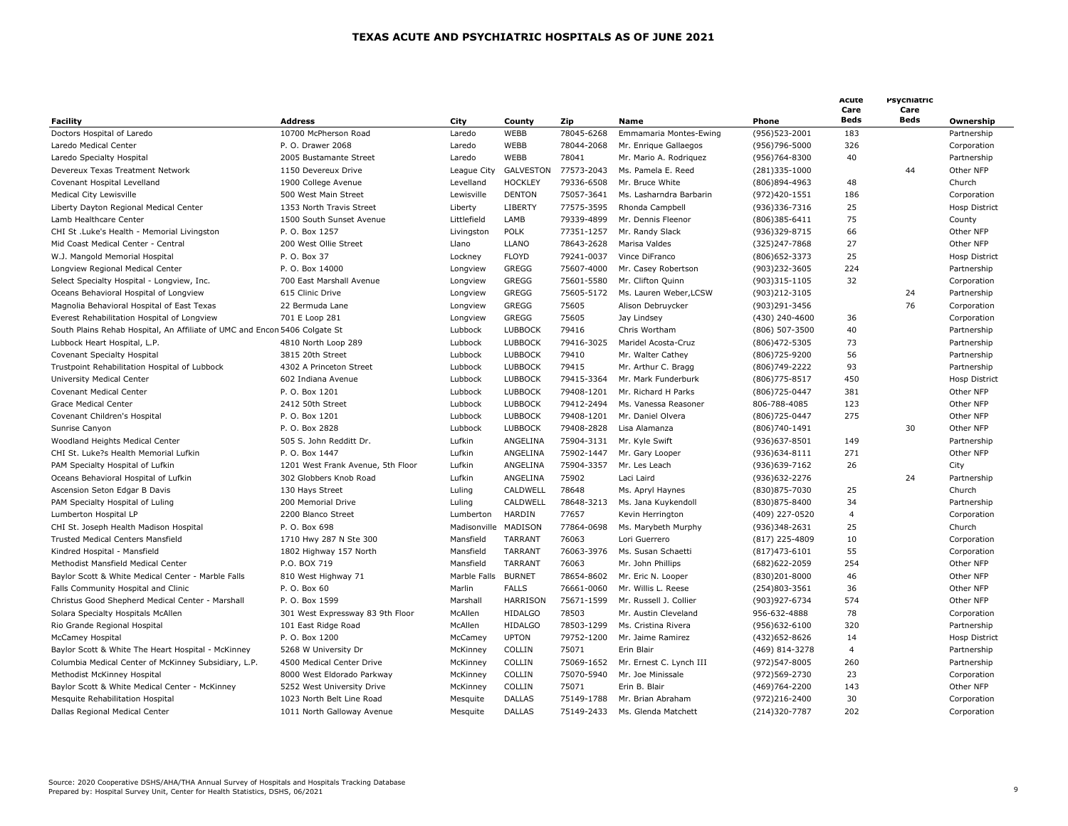# TEXAS ACUTE AND PSYCHIATRIC HOSPITALS AS OF JUNE 2021

| Facility | Address | City | County | Zip | Name | Phone | Acute Care Beds | Psychiatric Care Beds | Ownership |
|---|---|---|---|---|---|---|---|---|---|
| Doctors Hospital of Laredo | 10700 McPherson Road | Laredo | WEBB | 78045-6268 | Emmamaria Montes-Ewing | (956)523-2001 | 183 | | Partnership |
| Laredo Medical Center | P. O. Drawer 2068 | Laredo | WEBB | 78044-2068 | Mr. Enrique Gallaegos | (956)796-5000 | 326 | | Corporation |
| Laredo Specialty Hospital | 2005 Bustamante Street | Laredo | WEBB | 78041 | Mr. Mario A. Rodriquez | (956)764-8300 | 40 | | Partnership |
| Devereux Texas Treatment Network | 1150 Devereux Drive | League City | GALVESTON | 77573-2043 | Ms. Pamela E. Reed | (281)335-1000 | | 44 | Other NFP |
| Covenant Hospital Levelland | 1900 College Avenue | Levelland | HOCKLEY | 79336-6508 | Mr. Bruce White | (806)894-4963 | 48 | | Church |
| Medical City Lewisville | 500 West Main Street | Lewisville | DENTON | 75057-3641 | Ms. Lasharndra Barbarin | (972)420-1551 | 186 | | Corporation |
| Liberty Dayton Regional Medical Center | 1353 North Travis Street | Liberty | LIBERTY | 77575-3595 | Rhonda Campbell | (936)336-7316 | 25 | | Hosp District |
| Lamb Healthcare Center | 1500 South Sunset Avenue | Littlefield | LAMB | 79339-4899 | Mr. Dennis Fleenor | (806)385-6411 | 75 | | County |
| CHI St .Luke's Health - Memorial Livingston | P. O. Box 1257 | Livingston | POLK | 77351-1257 | Mr. Randy Slack | (936)329-8715 | 66 | | Other NFP |
| Mid Coast Medical Center - Central | 200 West Ollie Street | Llano | LLANO | 78643-2628 | Marisa Valdes | (325)247-7868 | 27 | | Other NFP |
| W.J. Mangold Memorial Hospital | P. O. Box 37 | Lockney | FLOYD | 79241-0037 | Vince DiFranco | (806)652-3373 | 25 | | Hosp District |
| Longview Regional Medical Center | P. O. Box 14000 | Longview | GREGG | 75607-4000 | Mr. Casey Robertson | (903)232-3605 | 224 | | Partnership |
| Select Specialty Hospital - Longview, Inc. | 700 East Marshall Avenue | Longview | GREGG | 75601-5580 | Mr. Clifton Quinn | (903)315-1105 | 32 | | Corporation |
| Oceans Behavioral Hospital of Longview | 615 Clinic Drive | Longview | GREGG | 75605-5172 | Ms. Lauren Weber,LCSW | (903)212-3105 | | 24 | Partnership |
| Magnolia Behavioral Hospital of East Texas | 22 Bermuda Lane | Longview | GREGG | 75605 | Alison Debruycker | (903)291-3456 | | 76 | Corporation |
| Everest Rehabilitation Hospital of Longview | 701 E Loop 281 | Longview | GREGG | 75605 | Jay Lindsey | (430) 240-4600 | 36 | | Corporation |
| South Plains Rehab Hospital, An Affiliate of UMC and Encon | 5406 Colgate St | Lubbock | LUBBOCK | 79416 | Chris Wortham | (806) 507-3500 | 40 | | Partnership |
| Lubbock Heart Hospital, L.P. | 4810 North Loop 289 | Lubbock | LUBBOCK | 79416-3025 | Maridel Acosta-Cruz | (806)472-5305 | 73 | | Partnership |
| Covenant Specialty Hospital | 3815 20th Street | Lubbock | LUBBOCK | 79410 | Mr. Walter Cathey | (806)725-9200 | 56 | | Partnership |
| Trustpoint Rehabilitation Hospital of Lubbock | 4302 A Princeton Street | Lubbock | LUBBOCK | 79415 | Mr. Arthur C. Bragg | (806)749-2222 | 93 | | Partnership |
| University Medical Center | 602 Indiana Avenue | Lubbock | LUBBOCK | 79415-3364 | Mr. Mark Funderburk | (806)775-8517 | 450 | | Hosp District |
| Covenant Medical Center | P. O. Box 1201 | Lubbock | LUBBOCK | 79408-1201 | Mr. Richard H Parks | (806)725-0447 | 381 | | Other NFP |
| Grace Medical Center | 2412 50th Street | Lubbock | LUBBOCK | 79412-2494 | Ms. Vanessa Reasoner | 806-788-4085 | 123 | | Other NFP |
| Covenant Children's Hospital | P. O. Box 1201 | Lubbock | LUBBOCK | 79408-1201 | Mr. Daniel Olvera | (806)725-0447 | 275 | | Other NFP |
| Sunrise Canyon | P. O. Box 2828 | Lubbock | LUBBOCK | 79408-2828 | Lisa Alamanza | (806)740-1491 | | 30 | Other NFP |
| Woodland Heights Medical Center | 505 S. John Redditt Dr. | Lufkin | ANGELINA | 75904-3131 | Mr. Kyle Swift | (936)637-8501 | 149 | | Partnership |
| CHI St. Luke?s Health Memorial Lufkin | P. O. Box 1447 | Lufkin | ANGELINA | 75902-1447 | Mr. Gary Looper | (936)634-8111 | 271 | | Other NFP |
| PAM Specialty Hospital of Lufkin | 1201 West Frank Avenue, 5th Floor | Lufkin | ANGELINA | 75904-3357 | Mr. Les Leach | (936)639-7162 | 26 | | City |
| Oceans Behavioral Hospital of Lufkin | 302 Globbers Knob Road | Lufkin | ANGELINA | 75902 | Laci Laird | (936)632-2276 | | 24 | Partnership |
| Ascension Seton Edgar B Davis | 130 Hays Street | Luling | CALDWELL | 78648 | Ms. Apryl Haynes | (830)875-7030 | 25 | | Church |
| PAM Specialty Hospital of Luling | 200 Memorial Drive | Luling | CALDWELL | 78648-3213 | Ms. Jana Kuykendoll | (830)875-8400 | 34 | | Partnership |
| Lumberton Hospital LP | 2200 Blanco Street | Lumberton | HARDIN | 77657 | Kevin Herrington | (409) 227-0520 | 4 | | Corporation |
| CHI St. Joseph Health Madison Hospital | P. O. Box 698 | Madisonville | MADISON | 77864-0698 | Ms. Marybeth Murphy | (936)348-2631 | 25 | | Church |
| Trusted Medical Centers Mansfield | 1710 Hwy 287 N Ste 300 | Mansfield | TARRANT | 76063 | Lori Guerrero | (817) 225-4809 | 10 | | Corporation |
| Kindred Hospital - Mansfield | 1802 Highway 157 North | Mansfield | TARRANT | 76063-3976 | Ms. Susan Schaetti | (817)473-6101 | 55 | | Corporation |
| Methodist Mansfield Medical Center | P.O. BOX 719 | Mansfield | TARRANT | 76063 | Mr. John Phillips | (682)622-2059 | 254 | | Other NFP |
| Baylor Scott & White Medical Center - Marble Falls | 810 West Highway 71 | Marble Falls | BURNET | 78654-8602 | Mr. Eric N. Looper | (830)201-8000 | 46 | | Other NFP |
| Falls Community Hospital and Clinic | P. O. Box 60 | Marlin | FALLS | 76661-0060 | Mr. Willis L. Reese | (254)803-3561 | 36 | | Other NFP |
| Christus Good Shepherd Medical Center - Marshall | P. O. Box 1599 | Marshall | HARRISON | 75671-1599 | Mr. Russell J. Collier | (903)927-6734 | 574 | | Other NFP |
| Solara Specialty Hospitals McAllen | 301 West Expressway 83 9th Floor | McAllen | HIDALGO | 78503 | Mr. Austin Cleveland | 956-632-4888 | 78 | | Corporation |
| Rio Grande Regional Hospital | 101 East Ridge Road | McAllen | HIDALGO | 78503-1299 | Ms. Cristina Rivera | (956)632-6100 | 320 | | Partnership |
| McCamey Hospital | P. O. Box 1200 | McCamey | UPTON | 79752-1200 | Mr. Jaime Ramirez | (432)652-8626 | 14 | | Hosp District |
| Baylor Scott & White The Heart Hospital - McKinney | 5268 W University Dr | McKinney | COLLIN | 75071 | Erin Blair | (469) 814-3278 | 4 | | Partnership |
| Columbia Medical Center of McKinney Subsidiary, L.P. | 4500 Medical Center Drive | McKinney | COLLIN | 75069-1652 | Mr. Ernest C. Lynch III | (972)547-8005 | 260 | | Partnership |
| Methodist McKinney Hospital | 8000 West Eldorado Parkway | McKinney | COLLIN | 75070-5940 | Mr. Joe Minissale | (972)569-2730 | 23 | | Corporation |
| Baylor Scott & White Medical Center - McKinney | 5252 West University Drive | McKinney | COLLIN | 75071 | Erin B. Blair | (469)764-2200 | 143 | | Other NFP |
| Mesquite Rehabilitation Hospital | 1023 North Belt Line Road | Mesquite | DALLAS | 75149-1788 | Mr. Brian Abraham | (972)216-2400 | 30 | | Corporation |
| Dallas Regional Medical Center | 1011 North Galloway Avenue | Mesquite | DALLAS | 75149-2433 | Ms. Glenda Matchett | (214)320-7787 | 202 | | Corporation |

Source: 2020 Cooperative DSHS/AHA/THA Annual Survey of Hospitals and Hospitals Tracking Database
Prepared by: Hospital Survey Unit, Center for Health Statistics, DSHS, 06/2021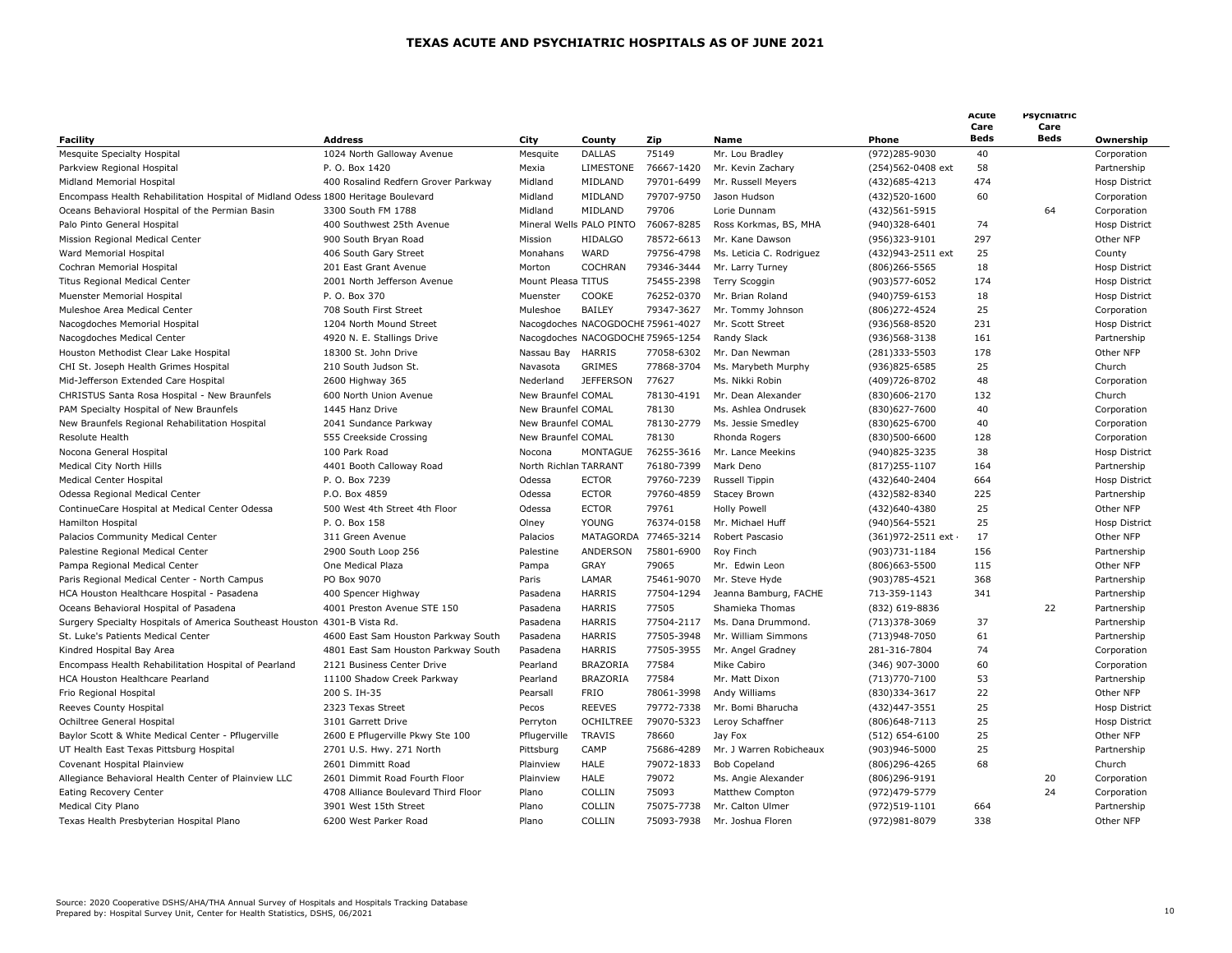# TEXAS ACUTE AND PSYCHIATRIC HOSPITALS AS OF JUNE 2021

| Facility | Address | City | County | Zip | Name | Phone | Acute Care Beds | Psychiatric Care Beds | Ownership |
|---|---|---|---|---|---|---|---|---|---|
| Mesquite Specialty Hospital | 1024 North Galloway Avenue | Mesquite | DALLAS | 75149 | Mr. Lou Bradley | (972)285-9030 | 40 | | Corporation |
| Parkview Regional Hospital | P. O. Box 1420 | Mexia | LIMESTONE | 76667-1420 | Mr. Kevin Zachary | (254)562-0408 ext | 58 | | Partnership |
| Midland Memorial Hospital | 400 Rosalind Redfern Grover Parkway | Midland | MIDLAND | 79701-6499 | Mr. Russell Meyers | (432)685-4213 | 474 | | Hosp District |
| Encompass Health Rehabilitation Hospital of Midland Odess | 1800 Heritage Boulevard | Midland | MIDLAND | 79707-9750 | Jason Hudson | (432)520-1600 | 60 | | Corporation |
| Oceans Behavioral Hospital of the Permian Basin | 3300 South FM 1788 | Midland | MIDLAND | 79706 | Lorie Dunnam | (432)561-5915 | | 64 | Corporation |
| Palo Pinto General Hospital | 400 Southwest 25th Avenue | Mineral Wells | PALO PINTO | 76067-8285 | Ross Korkmas, BS, MHA | (940)328-6401 | 74 | | Hosp District |
| Mission Regional Medical Center | 900 South Bryan Road | Mission | HIDALGO | 78572-6613 | Mr. Kane Dawson | (956)323-9101 | 297 | | Other NFP |
| Ward Memorial Hospital | 406 South Gary Street | Monahans | WARD | 79756-4798 | Ms. Leticia C. Rodriguez | (432)943-2511 ext | 25 | | County |
| Cochran Memorial Hospital | 201 East Grant Avenue | Morton | COCHRAN | 79346-3444 | Mr. Larry Turney | (806)266-5565 | 18 | | Hosp District |
| Titus Regional Medical Center | 2001 North Jefferson Avenue | Mount Pleasa | TITUS | 75455-2398 | Terry Scoggin | (903)577-6052 | 174 | | Hosp District |
| Muenster Memorial Hospital | P. O. Box 370 | Muenster | COOKE | 76252-0370 | Mr. Brian Roland | (940)759-6153 | 18 | | Hosp District |
| Muleshoe Area Medical Center | 708 South First Street | Muleshoe | BAILEY | 79347-3627 | Mr. Tommy Johnson | (806)272-4524 | 25 | | Corporation |
| Nacogdoches Memorial Hospital | 1204 North Mound Street | Nacogdoches | NACOGDOCHE | 75961-4027 | Mr. Scott Street | (936)568-8520 | 231 | | Hosp District |
| Nacogdoches Medical Center | 4920 N. E. Stallings Drive | Nacogdoches | NACOGDOCHE | 75965-1254 | Randy Slack | (936)568-3138 | 161 | | Partnership |
| Houston Methodist Clear Lake Hospital | 18300 St. John Drive | Nassau Bay | HARRIS | 77058-6302 | Mr. Dan Newman | (281)333-5503 | 178 | | Other NFP |
| CHI St. Joseph Health Grimes Hospital | 210 South Judson St. | Navasota | GRIMES | 77868-3704 | Ms. Marybeth Murphy | (936)825-6585 | 25 | | Church |
| Mid-Jefferson Extended Care Hospital | 2600 Highway 365 | Nederland | JEFFERSON | 77627 | Ms. Nikki Robin | (409)726-8702 | 48 | | Corporation |
| CHRISTUS Santa Rosa Hospital - New Braunfels | 600 North Union Avenue | New Braunfel | COMAL | 78130-4191 | Mr. Dean Alexander | (830)606-2170 | 132 | | Church |
| PAM Specialty Hospital of New Braunfels | 1445 Hanz Drive | New Braunfel | COMAL | 78130 | Ms. Ashlea Ondrusek | (830)627-7600 | 40 | | Corporation |
| New Braunfels Regional Rehabilitation Hospital | 2041 Sundance Parkway | New Braunfel | COMAL | 78130-2779 | Ms. Jessie Smedley | (830)625-6700 | 40 | | Corporation |
| Resolute Health | 555 Creekside Crossing | New Braunfel | COMAL | 78130 | Rhonda Rogers | (830)500-6600 | 128 | | Corporation |
| Nocona General Hospital | 100 Park Road | Nocona | MONTAGUE | 76255-3616 | Mr. Lance Meekins | (940)825-3235 | 38 | | Hosp District |
| Medical City North Hills | 4401 Booth Calloway Road | North Richlan | TARRANT | 76180-7399 | Mark Deno | (817)255-1107 | 164 | | Partnership |
| Medical Center Hospital | P. O. Box 7239 | Odessa | ECTOR | 79760-7239 | Russell Tippin | (432)640-2404 | 664 | | Hosp District |
| Odessa Regional Medical Center | P.O. Box 4859 | Odessa | ECTOR | 79760-4859 | Stacey Brown | (432)582-8340 | 225 | | Partnership |
| ContinueCare Hospital at Medical Center Odessa | 500 West 4th Street 4th Floor | Odessa | ECTOR | 79761 | Holly Powell | (432)640-4380 | 25 | | Other NFP |
| Hamilton Hospital | P. O. Box 158 | Olney | YOUNG | 76374-0158 | Mr. Michael Huff | (940)564-5521 | 25 | | Hosp District |
| Palacios Community Medical Center | 311 Green Avenue | Palacios | MATAGORDA | 77465-3214 | Robert Pascasio | (361)972-2511 ext | 17 | | Other NFP |
| Palestine Regional Medical Center | 2900 South Loop 256 | Palestine | ANDERSON | 75801-6900 | Roy Finch | (903)731-1184 | 156 | | Partnership |
| Pampa Regional Medical Center | One Medical Plaza | Pampa | GRAY | 79065 | Mr. Edwin Leon | (806)663-5500 | 115 | | Other NFP |
| Paris Regional Medical Center - North Campus | PO Box 9070 | Paris | LAMAR | 75461-9070 | Mr. Steve Hyde | (903)785-4521 | 368 | | Partnership |
| HCA Houston Healthcare Hospital - Pasadena | 400 Spencer Highway | Pasadena | HARRIS | 77504-1294 | Jeanna Bamburg, FACHE | 713-359-1143 | 341 | | Partnership |
| Oceans Behavioral Hospital of Pasadena | 4001 Preston Avenue STE 150 | Pasadena | HARRIS | 77505 | Shamieka Thomas | (832) 619-8836 | | 22 | Partnership |
| Surgery Specialty Hospitals of America Southeast Houston | 4301-B Vista Rd. | Pasadena | HARRIS | 77504-2117 | Ms. Dana Drummond. | (713)378-3069 | 37 | | Partnership |
| St. Luke's Patients Medical Center | 4600 East Sam Houston Parkway South | Pasadena | HARRIS | 77505-3948 | Mr. William Simmons | (713)948-7050 | 61 | | Partnership |
| Kindred Hospital Bay Area | 4801 East Sam Houston Parkway South | Pasadena | HARRIS | 77505-3955 | Mr. Angel Gradney | 281-316-7804 | 74 | | Corporation |
| Encompass Health Rehabilitation Hospital of Pearland | 2121 Business Center Drive | Pearland | BRAZORIA | 77584 | Mike Cabiro | (346) 907-3000 | 60 | | Corporation |
| HCA Houston Healthcare Pearland | 11100 Shadow Creek Parkway | Pearland | BRAZORIA | 77584 | Mr. Matt Dixon | (713)770-7100 | 53 | | Partnership |
| Frio Regional Hospital | 200 S. IH-35 | Pearsall | FRIO | 78061-3998 | Andy Williams | (830)334-3617 | 22 | | Other NFP |
| Reeves County Hospital | 2323 Texas Street | Pecos | REEVES | 79772-7338 | Mr. Bomi Bharucha | (432)447-3551 | 25 | | Hosp District |
| Ochiltree General Hospital | 3101 Garrett Drive | Perryton | OCHILTREE | 79070-5323 | Leroy Schaffner | (806)648-7113 | 25 | | Hosp District |
| Baylor Scott & White Medical Center - Pflugerville | 2600 E Pflugerville Pkwy Ste 100 | Pflugerville | TRAVIS | 78660 | Jay Fox | (512) 654-6100 | 25 | | Other NFP |
| UT Health East Texas Pittsburg Hospital | 2701 U.S. Hwy. 271 North | Pittsburg | CAMP | 75686-4289 | Mr. J Warren Robicheaux | (903)946-5000 | 25 | | Partnership |
| Covenant Hospital Plainview | 2601 Dimmitt Road | Plainview | HALE | 79072-1833 | Bob Copeland | (806)296-4265 | 68 | | Church |
| Allegiance Behavioral Health Center of Plainview LLC | 2601 Dimmit Road Fourth Floor | Plainview | HALE | 79072 | Ms. Angie Alexander | (806)296-9191 | | 20 | Corporation |
| Eating Recovery Center | 4708 Alliance Boulevard Third Floor | Plano | COLLIN | 75093 | Matthew Compton | (972)479-5779 | | 24 | Corporation |
| Medical City Plano | 3901 West 15th Street | Plano | COLLIN | 75075-7738 | Mr. Calton Ulmer | (972)519-1101 | 664 | | Partnership |
| Texas Health Presbyterian Hospital Plano | 6200 West Parker Road | Plano | COLLIN | 75093-7938 | Mr. Joshua Floren | (972)981-8079 | 338 | | Other NFP |

Source: 2020 Cooperative DSHS/AHA/THA Annual Survey of Hospitals and Hospitals Tracking Database
Prepared by: Hospital Survey Unit, Center for Health Statistics, DSHS, 06/2021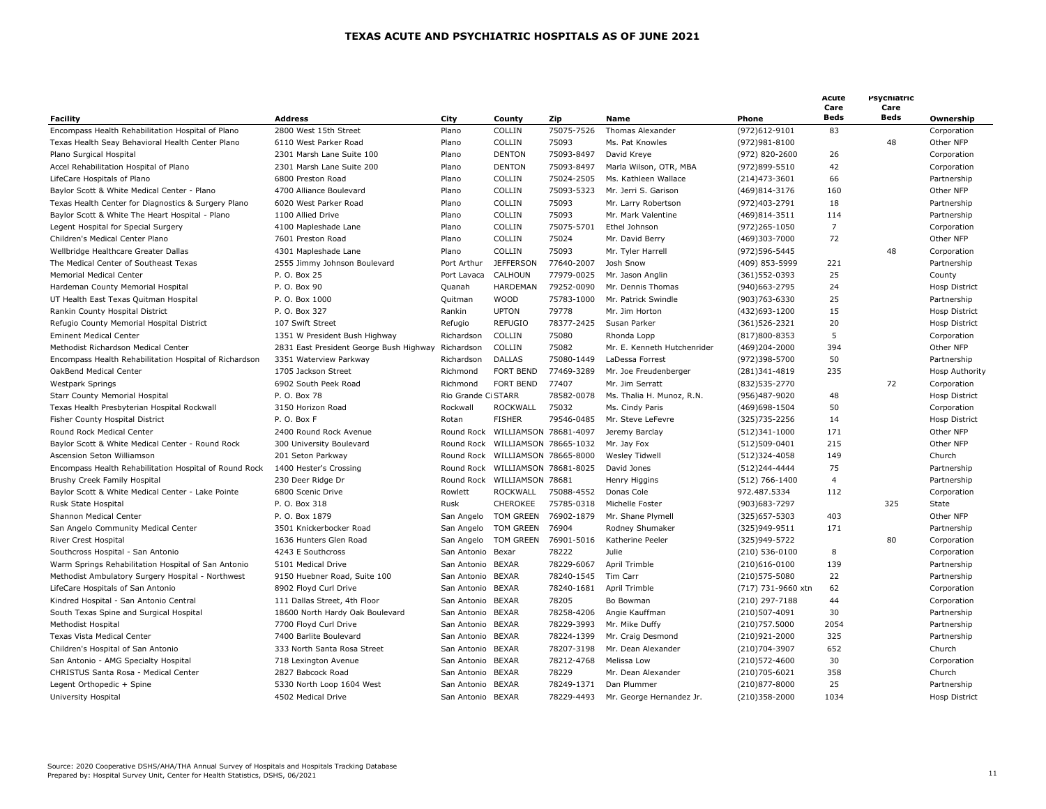# TEXAS ACUTE AND PSYCHIATRIC HOSPITALS AS OF JUNE 2021

| Facility | Address | City | County | Zip | Name | Phone | Acute Care Beds | Psychiatric Care Beds | Ownership |
|---|---|---|---|---|---|---|---|---|---|
| Encompass Health Rehabilitation Hospital of Plano | 2800 West 15th Street | Plano | COLLIN | 75075-7526 | Thomas Alexander | (972)612-9101 | 83 | | Corporation |
| Texas Health Seay Behavioral Health Center Plano | 6110 West Parker Road | Plano | COLLIN | 75093 | Ms. Pat Knowles | (972)981-8100 | | 48 | Other NFP |
| Plano Surgical Hospital | 2301 Marsh Lane Suite 100 | Plano | DENTON | 75093-8497 | David Kreye | (972) 820-2600 | 26 | | Corporation |
| Accel Rehabilitation Hospital of Plano | 2301 Marsh Lane Suite 200 | Plano | DENTON | 75093-8497 | Marla Wilson, OTR, MBA | (972)899-5510 | 42 | | Corporation |
| LifeCare Hospitals of Plano | 6800 Preston Road | Plano | COLLIN | 75024-2505 | Ms. Kathleen Wallace | (214)473-3601 | 66 | | Partnership |
| Baylor Scott & White Medical Center - Plano | 4700 Alliance Boulevard | Plano | COLLIN | 75093-5323 | Mr. Jerri S. Garison | (469)814-3176 | 160 | | Other NFP |
| Texas Health Center for Diagnostics & Surgery Plano | 6020 West Parker Road | Plano | COLLIN | 75093 | Mr. Larry Robertson | (972)403-2791 | 18 | | Partnership |
| Baylor Scott & White The Heart Hospital - Plano | 1100 Allied Drive | Plano | COLLIN | 75093 | Mr. Mark Valentine | (469)814-3511 | 114 | | Partnership |
| Legent Hospital for Special Surgery | 4100 Mapleshade Lane | Plano | COLLIN | 75075-5701 | Ethel Johnson | (972)265-1050 | 7 | | Corporation |
| Children's Medical Center Plano | 7601 Preston Road | Plano | COLLIN | 75024 | Mr. David Berry | (469)303-7000 | 72 | | Other NFP |
| Wellbridge Healthcare Greater Dallas | 4301 Mapleshade Lane | Plano | COLLIN | 75093 | Mr. Tyler Harrell | (972)596-5445 | | 48 | Corporation |
| The Medical Center of Southeast Texas | 2555 Jimmy Johnson Boulevard | Port Arthur | JEFFERSON | 77640-2007 | Josh Snow | (409) 853-5999 | 221 | | Partnership |
| Memorial Medical Center | P. O. Box 25 | Port Lavaca | CALHOUN | 77979-0025 | Mr. Jason Anglin | (361)552-0393 | 25 | | County |
| Hardeman County Memorial Hospital | P. O. Box 90 | Quanah | HARDEMAN | 79252-0090 | Mr. Dennis Thomas | (940)663-2795 | 24 | | Hosp District |
| UT Health East Texas Quitman Hospital | P. O. Box 1000 | Quitman | WOOD | 75783-1000 | Mr. Patrick Swindle | (903)763-6330 | 25 | | Partnership |
| Rankin County Hospital District | P. O. Box 327 | Rankin | UPTON | 79778 | Mr. Jim Horton | (432)693-1200 | 15 | | Hosp District |
| Refugio County Memorial Hospital District | 107 Swift Street | Refugio | REFUGIO | 78377-2425 | Susan Parker | (361)526-2321 | 20 | | Hosp District |
| Eminent Medical Center | 1351 W President Bush Highway | Richardson | COLLIN | 75080 | Rhonda Lopp | (817)800-8353 | 5 | | Corporation |
| Methodist Richardson Medical Center | 2831 East President George Bush Highway | Richardson | COLLIN | 75082 | Mr. E. Kenneth Hutchenrider | (469)204-2000 | 394 | | Other NFP |
| Encompass Health Rehabilitation Hospital of Richardson | 3351 Waterview Parkway | Richardson | DALLAS | 75080-1449 | LaDessa Forrest | (972)398-5700 | 50 | | Partnership |
| OakBend Medical Center | 1705 Jackson Street | Richmond | FORT BEND | 77469-3289 | Mr. Joe Freudenberger | (281)341-4819 | 235 | | Hosp Authority |
| Westpark Springs | 6902 South Peek Road | Richmond | FORT BEND | 77407 | Mr. Jim Serratt | (832)535-2770 | | 72 | Corporation |
| Starr County Memorial Hospital | P. O. Box 78 | Rio Grande Ci | STARR | 78582-0078 | Ms. Thalia H. Munoz, R.N. | (956)487-9020 | 48 | | Hosp District |
| Texas Health Presbyterian Hospital Rockwall | 3150 Horizon Road | Rockwall | ROCKWALL | 75032 | Ms. Cindy Paris | (469)698-1504 | 50 | | Corporation |
| Fisher County Hospital District | P. O. Box F | Rotan | FISHER | 79546-0485 | Mr. Steve LeFevre | (325)735-2256 | 14 | | Hosp District |
| Round Rock Medical Center | 2400 Round Rock Avenue | Round Rock | WILLIAMSON | 78681-4097 | Jeremy Barclay | (512)341-1000 | 171 | | Other NFP |
| Baylor Scott & White Medical Center - Round Rock | 300 University Boulevard | Round Rock | WILLIAMSON | 78665-1032 | Mr. Jay Fox | (512)509-0401 | 215 | | Other NFP |
| Ascension Seton Williamson | 201 Seton Parkway | Round Rock | WILLIAMSON | 78665-8000 | Wesley Tidwell | (512)324-4058 | 149 | | Church |
| Encompass Health Rehabilitation Hospital of Round Rock | 1400 Hester's Crossing | Round Rock | WILLIAMSON | 78681-8025 | David Jones | (512)244-4444 | 75 | | Partnership |
| Brushy Creek Family Hospital | 230 Deer Ridge Dr | Round Rock | WILLIAMSON | 78681 | Henry Higgins | (512) 766-1400 | 4 | | Partnership |
| Baylor Scott & White Medical Center - Lake Pointe | 6800 Scenic Drive | Rowlett | ROCKWALL | 75088-4552 | Donas Cole | 972.487.5334 | 112 | | Corporation |
| Rusk State Hospital | P. O. Box 318 | Rusk | CHEROKEE | 75785-0318 | Michelle Foster | (903)683-7297 | | 325 | State |
| Shannon Medical Center | P. O. Box 1879 | San Angelo | TOM GREEN | 76902-1879 | Mr. Shane Plymell | (325)657-5303 | 403 | | Other NFP |
| San Angelo Community Medical Center | 3501 Knickerbocker Road | San Angelo | TOM GREEN | 76904 | Rodney Shumaker | (325)949-9511 | 171 | | Partnership |
| River Crest Hospital | 1636 Hunters Glen Road | San Angelo | TOM GREEN | 76901-5016 | Katherine Peeler | (325)949-5722 | | 80 | Corporation |
| Southcross Hospital - San Antonio | 4243 E Southcross | San Antonio | Bexar | 78222 | Julie | (210) 536-0100 | 8 | | Corporation |
| Warm Springs Rehabilitation Hospital of San Antonio | 5101 Medical Drive | San Antonio | BEXAR | 78229-6067 | April Trimble | (210)616-0100 | 139 | | Partnership |
| Methodist Ambulatory Surgery Hospital - Northwest | 9150 Huebner Road, Suite 100 | San Antonio | BEXAR | 78240-1545 | Tim Carr | (210)575-5080 | 22 | | Partnership |
| LifeCare Hospitals of San Antonio | 8902 Floyd Curl Drive | San Antonio | BEXAR | 78240-1681 | April Trimble | (717) 731-9660 xtn | 62 | | Corporation |
| Kindred Hospital - San Antonio Central | 111 Dallas Street, 4th Floor | San Antonio | BEXAR | 78205 | Bo Bowman | (210) 297-7188 | 44 | | Corporation |
| South Texas Spine and Surgical Hospital | 18600 North Hardy Oak Boulevard | San Antonio | BEXAR | 78258-4206 | Angie Kauffman | (210)507-4091 | 30 | | Partnership |
| Methodist Hospital | 7700 Floyd Curl Drive | San Antonio | BEXAR | 78229-3993 | Mr. Mike Duffy | (210)757.5000 | 2054 | | Partnership |
| Texas Vista Medical Center | 7400 Barlite Boulevard | San Antonio | BEXAR | 78224-1399 | Mr. Craig Desmond | (210)921-2000 | 325 | | Partnership |
| Children's Hospital of San Antonio | 333 North Santa Rosa Street | San Antonio | BEXAR | 78207-3198 | Mr. Dean Alexander | (210)704-3907 | 652 | | Church |
| San Antonio - AMG Specialty Hospital | 718 Lexington Avenue | San Antonio | BEXAR | 78212-4768 | Melissa Low | (210)572-4600 | 30 | | Corporation |
| CHRISTUS Santa Rosa - Medical Center | 2827 Babcock Road | San Antonio | BEXAR | 78229 | Mr. Dean Alexander | (210)705-6021 | 358 | | Church |
| Legent Orthopedic + Spine | 5330 North Loop 1604 West | San Antonio | BEXAR | 78249-1371 | Dan Plummer | (210)877-8000 | 25 | | Partnership |
| University Hospital | 4502 Medical Drive | San Antonio | BEXAR | 78229-4493 | Mr. George Hernandez Jr. | (210)358-2000 | 1034 | | Hosp District |

Source: 2020 Cooperative DSHS/AHA/THA Annual Survey of Hospitals and Hospitals Tracking Database
Prepared by: Hospital Survey Unit, Center for Health Statistics, DSHS, 06/2021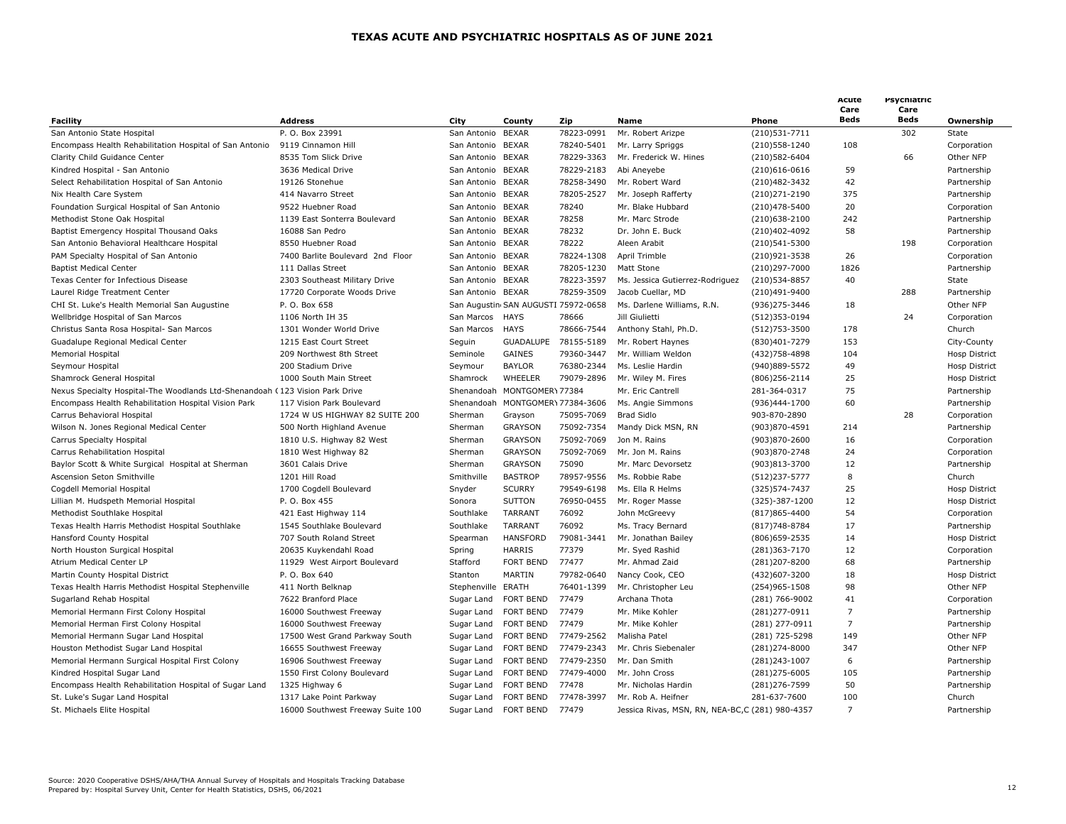# TEXAS ACUTE AND PSYCHIATRIC HOSPITALS AS OF JUNE 2021

| Facility | Address | City | County | Zip | Name | Phone | Acute Care Beds | Psychiatric Care Beds | Ownership |
|---|---|---|---|---|---|---|---|---|---|
| San Antonio State Hospital | P. O. Box 23991 | San Antonio | BEXAR | 78223-0991 | Mr. Robert Arizpe | (210)531-7711 | | 302 | State |
| Encompass Health Rehabilitation Hospital of San Antonio | 9119 Cinnamon Hill | San Antonio | BEXAR | 78240-5401 | Mr. Larry Spriggs | (210)558-1240 | 108 | | Corporation |
| Clarity Child Guidance Center | 8535 Tom Slick Drive | San Antonio | BEXAR | 78229-3363 | Mr. Frederick W. Hines | (210)582-6404 | | 66 | Other NFP |
| Kindred Hospital - San Antonio | 3636 Medical Drive | San Antonio | BEXAR | 78229-2183 | Abi Aneyebe | (210)616-0616 | 59 | | Partnership |
| Select Rehabilitation Hospital of San Antonio | 19126 Stonehue | San Antonio | BEXAR | 78258-3490 | Mr. Robert Ward | (210)482-3432 | 42 | | Partnership |
| Nix Health Care System | 414 Navarro Street | San Antonio | BEXAR | 78205-2527 | Mr. Joseph Rafferty | (210)271-2190 | 375 | | Partnership |
| Foundation Surgical Hospital of San Antonio | 9522 Huebner Road | San Antonio | BEXAR | 78240 | Mr. Blake Hubbard | (210)478-5400 | 20 | | Corporation |
| Methodist Stone Oak Hospital | 1139 East Sonterra Boulevard | San Antonio | BEXAR | 78258 | Mr. Marc Strode | (210)638-2100 | 242 | | Partnership |
| Baptist Emergency Hospital Thousand Oaks | 16088 San Pedro | San Antonio | BEXAR | 78232 | Dr. John E. Buck | (210)402-4092 | 58 | | Partnership |
| San Antonio Behavioral Healthcare Hospital | 8550 Huebner Road | San Antonio | BEXAR | 78222 | Aleen Arabit | (210)541-5300 | | 198 | Corporation |
| PAM Specialty Hospital of San Antonio | 7400 Barlite Boulevard 2nd Floor | San Antonio | BEXAR | 78224-1308 | April Trimble | (210)921-3538 | 26 | | Corporation |
| Baptist Medical Center | 111 Dallas Street | San Antonio | BEXAR | 78205-1230 | Matt Stone | (210)297-7000 | 1826 | | Partnership |
| Texas Center for Infectious Disease | 2303 Southeast Military Drive | San Antonio | BEXAR | 78223-3597 | Ms. Jessica Gutierrez-Rodriguez | (210)534-8857 | 40 | | State |
| Laurel Ridge Treatment Center | 17720 Corporate Woods Drive | San Antonio | BEXAR | 78259-3509 | Jacob Cuellar, MD | (210)491-9400 | | 288 | Partnership |
| CHI St. Luke's Health Memorial San Augustine | P. O. Box 658 | San Augustin | SAN AUGUSTI | 75972-0658 | Ms. Darlene Williams, R.N. | (936)275-3446 | 18 | | Other NFP |
| Wellbridge Hospital of San Marcos | 1106 North IH 35 | San Marcos | HAYS | 78666 | Jill Giulietti | (512)353-0194 | | 24 | Corporation |
| Christus Santa Rosa Hospital- San Marcos | 1301 Wonder World Drive | San Marcos | HAYS | 78666-7544 | Anthony Stahl, Ph.D. | (512)753-3500 | 178 | | Church |
| Guadalupe Regional Medical Center | 1215 East Court Street | Seguin | GUADALUPE | 78155-5189 | Mr. Robert Haynes | (830)401-7279 | 153 | | City-County |
| Memorial Hospital | 209 Northwest 8th Street | Seminole | GAINES | 79360-3447 | Mr. William Weldon | (432)758-4898 | 104 | | Hosp District |
| Seymour Hospital | 200 Stadium Drive | Seymour | BAYLOR | 76380-2344 | Ms. Leslie Hardin | (940)889-5572 | 49 | | Hosp District |
| Shamrock General Hospital | 1000 South Main Street | Shamrock | WHEELER | 79079-2896 | Mr. Wiley M. Fires | (806)256-2114 | 25 | | Hosp District |
| Nexus Specialty Hospital-The Woodlands Ltd-Shenandoah ( | 123 Vision Park Drive | Shenandoah | MONTGOMERY | 77384 | Mr. Eric Cantrell | 281-364-0317 | 75 | | Partnership |
| Encompass Health Rehabilitation Hospital Vision Park | 117 Vision Park Boulevard | Shenandoah | MONTGOMERY | 77384-3606 | Ms. Angie Simmons | (936)444-1700 | 60 | | Partnership |
| Carrus Behavioral Hospital | 1724 W US HIGHWAY 82 SUITE 200 | Sherman | Grayson | 75095-7069 | Brad Sidlo | 903-870-2890 | | 28 | Corporation |
| Wilson N. Jones Regional Medical Center | 500 North Highland Avenue | Sherman | GRAYSON | 75092-7354 | Mandy Dick MSN, RN | (903)870-4591 | 214 | | Partnership |
| Carrus Specialty Hospital | 1810 U.S. Highway 82 West | Sherman | GRAYSON | 75092-7069 | Jon M. Rains | (903)870-2600 | 16 | | Corporation |
| Carrus Rehabilitation Hospital | 1810 West Highway 82 | Sherman | GRAYSON | 75092-7069 | Mr. Jon M. Rains | (903)870-2748 | 24 | | Corporation |
| Baylor Scott & White Surgical Hospital at Sherman | 3601 Calais Drive | Sherman | GRAYSON | 75090 | Mr. Marc Devorsetz | (903)813-3700 | 12 | | Partnership |
| Ascension Seton Smithville | 1201 Hill Road | Smithville | BASTROP | 78957-9556 | Ms. Robbie Rabe | (512)237-5777 | 8 | | Church |
| Cogdell Memorial Hospital | 1700 Cogdell Boulevard | Snyder | SCURRY | 79549-6198 | Ms. Ella R Helms | (325)574-7437 | 25 | | Hosp District |
| Lillian M. Hudspeth Memorial Hospital | P. O. Box 455 | Sonora | SUTTON | 76950-0455 | Mr. Roger Masse | (325)-387-1200 | 12 | | Hosp District |
| Methodist Southlake Hospital | 421 East Highway 114 | Southlake | TARRANT | 76092 | John McGreevy | (817)865-4400 | 54 | | Corporation |
| Texas Health Harris Methodist Hospital Southlake | 1545 Southlake Boulevard | Southlake | TARRANT | 76092 | Ms. Tracy Bernard | (817)748-8784 | 17 | | Partnership |
| Hansford County Hospital | 707 South Roland Street | Spearman | HANSFORD | 79081-3441 | Mr. Jonathan Bailey | (806)659-2535 | 14 | | Hosp District |
| North Houston Surgical Hospital | 20635 Kuykendahl Road | Spring | HARRIS | 77379 | Mr. Syed Rashid | (281)363-7170 | 12 | | Corporation |
| Atrium Medical Center LP | 11929 West Airport Boulevard | Stafford | FORT BEND | 77477 | Mr. Ahmad Zaid | (281)207-8200 | 68 | | Partnership |
| Martin County Hospital District | P. O. Box 640 | Stanton | MARTIN | 79782-0640 | Nancy Cook, CEO | (432)607-3200 | 18 | | Hosp District |
| Texas Health Harris Methodist Hospital Stephenville | 411 North Belknap | Stephenville | ERATH | 76401-1399 | Mr. Christopher Leu | (254)965-1508 | 98 | | Other NFP |
| Sugarland Rehab Hospital | 7622 Branford Place | Sugar Land | FORT BEND | 77479 | Archana Thota | (281) 766-9002 | 41 | | Corporation |
| Memorial Hermann First Colony Hospital | 16000 Southwest Freeway | Sugar Land | FORT BEND | 77479 | Mr. Mike Kohler | (281)277-0911 | 7 | | Partnership |
| Memorial Herman First Colony Hospital | 16000 Southwest Freeway | Sugar Land | FORT BEND | 77479 | Mr. Mike Kohler | (281) 277-0911 | 7 | | Partnership |
| Memorial Hermann Sugar Land Hospital | 17500 West Grand Parkway South | Sugar Land | FORT BEND | 77479-2562 | Malisha Patel | (281) 725-5298 | 149 | | Other NFP |
| Houston Methodist Sugar Land Hospital | 16655 Southwest Freeway | Sugar Land | FORT BEND | 77479-2343 | Mr. Chris Siebenaler | (281)274-8000 | 347 | | Other NFP |
| Memorial Hermann Surgical Hospital First Colony | 16906 Southwest Freeway | Sugar Land | FORT BEND | 77479-2350 | Mr. Dan Smith | (281)243-1007 | 6 | | Partnership |
| Kindred Hospital Sugar Land | 1550 First Colony Boulevard | Sugar Land | FORT BEND | 77479-4000 | Mr. John Cross | (281)275-6005 | 105 | | Partnership |
| Encompass Health Rehabilitation Hospital of Sugar Land | 1325 Highway 6 | Sugar Land | FORT BEND | 77478 | Mr. Nicholas Hardin | (281)276-7599 | 50 | | Partnership |
| St. Luke's Sugar Land Hospital | 1317 Lake Point Parkway | Sugar Land | FORT BEND | 77478-3997 | Mr. Rob A. Heifner | 281-637-7600 | 100 | | Church |
| St. Michaels Elite Hospital | 16000 Southwest Freeway Suite 100 | Sugar Land | FORT BEND | 77479 | Jessica Rivas, MSN, RN, NEA-BC,C | (281) 980-4357 | 7 | | Partnership |

Source: 2020 Cooperative DSHS/AHA/THA Annual Survey of Hospitals and Hospitals Tracking Database
Prepared by: Hospital Survey Unit, Center for Health Statistics, DSHS, 06/2021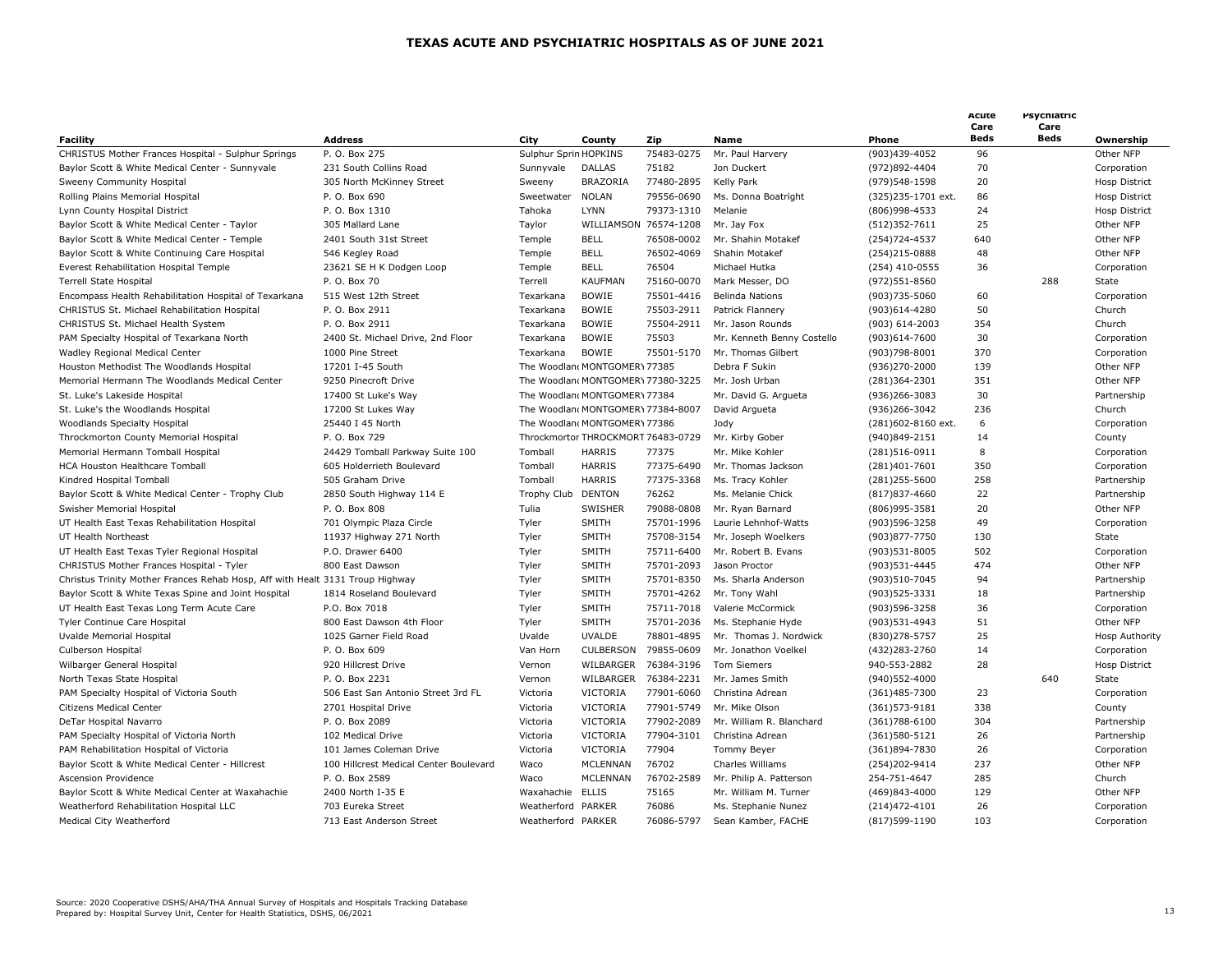# TEXAS ACUTE AND PSYCHIATRIC HOSPITALS AS OF JUNE 2021

| Facility | Address | City | County | Zip | Name | Phone | Acute Care Beds | Psychiatric Care Beds | Ownership |
|---|---|---|---|---|---|---|---|---|---|
| CHRISTUS Mother Frances Hospital - Sulphur Springs | P. O. Box 275 | Sulphur Sprin | HOPKINS | 75483-0275 | Mr. Paul Harvery | (903)439-4052 | 96 | | Other NFP |
| Baylor Scott & White Medical Center - Sunnyvale | 231 South Collins Road | Sunnyvale | DALLAS | 75182 | Jon Duckert | (972)892-4404 | 70 | | Corporation |
| Sweeny Community Hospital | 305 North McKinney Street | Sweeny | BRAZORIA | 77480-2895 | Kelly Park | (979)548-1598 | 20 | | Hosp District |
| Rolling Plains Memorial Hospital | P. O. Box 690 | Sweetwater | NOLAN | 79556-0690 | Ms. Donna Boatright | (325)235-1701 ext. | 86 | | Hosp District |
| Lynn County Hospital District | P. O. Box 1310 | Tahoka | LYNN | 79373-1310 | Melanie | (806)998-4533 | 24 | | Hosp District |
| Baylor Scott & White Medical Center - Taylor | 305 Mallard Lane | Taylor | WILLIAMSON | 76574-1208 | Mr. Jay Fox | (512)352-7611 | 25 | | Other NFP |
| Baylor Scott & White Medical Center - Temple | 2401 South 31st Street | Temple | BELL | 76508-0002 | Mr. Shahin Motakef | (254)724-4537 | 640 | | Other NFP |
| Baylor Scott & White Continuing Care Hospital | 546 Kegley Road | Temple | BELL | 76502-4069 | Shahin Motakef | (254)215-0888 | 48 | | Other NFP |
| Everest Rehabilitation Hospital Temple | 23621 SE H K Dodgen Loop | Temple | BELL | 76504 | Michael Hutka | (254) 410-0555 | 36 | | Corporation |
| Terrell State Hospital | P. O. Box 70 | Terrell | KAUFMAN | 75160-0070 | Mark Messer, DO | (972)551-8560 | | 288 | State |
| Encompass Health Rehabilitation Hospital of Texarkana | 515 West 12th Street | Texarkana | BOWIE | 75501-4416 | Belinda Nations | (903)735-5060 | 60 | | Corporation |
| CHRISTUS St. Michael Rehabilitation Hospital | P. O. Box 2911 | Texarkana | BOWIE | 75503-2911 | Patrick Flannery | (903)614-4280 | 50 | | Church |
| CHRISTUS St. Michael Health System | P. O. Box 2911 | Texarkana | BOWIE | 75504-2911 | Mr. Jason Rounds | (903) 614-2003 | 354 | | Church |
| PAM Specialty Hospital of Texarkana North | 2400 St. Michael Drive, 2nd Floor | Texarkana | BOWIE | 75503 | Mr. Kenneth Benny Costello | (903)614-7600 | 30 | | Corporation |
| Wadley Regional Medical Center | 1000 Pine Street | Texarkana | BOWIE | 75501-5170 | Mr. Thomas Gilbert | (903)798-8001 | 370 | | Corporation |
| Houston Methodist The Woodlands Hospital | 17201 I-45 South | The Woodland | MONTGOMERY | 77385 | Debra F Sukin | (936)270-2000 | 139 | | Other NFP |
| Memorial Hermann The Woodlands Medical Center | 9250 Pinecroft Drive | The Woodland | MONTGOMERY | 77380-3225 | Mr. Josh Urban | (281)364-2301 | 351 | | Other NFP |
| St. Luke's Lakeside Hospital | 17400 St Luke's Way | The Woodland | MONTGOMERY | 77384 | Mr. David G. Argueta | (936)266-3083 | 30 | | Partnership |
| St. Luke's the Woodlands Hospital | 17200 St Lukes Way | The Woodland | MONTGOMERY | 77384-8007 | David Argueta | (936)266-3042 | 236 | | Church |
| Woodlands Specialty Hospital | 25440 I 45 North | The Woodland | MONTGOMERY | 77386 | Jody | (281)602-8160 ext. | 6 | | Corporation |
| Throckmorton County Memorial Hospital | P. O. Box 729 | Throckmortor | THROCKMORT | 76483-0729 | Mr. Kirby Gober | (940)849-2151 | 14 | | County |
| Memorial Hermann Tomball Hospital | 24429 Tomball Parkway Suite 100 | Tomball | HARRIS | 77375 | Mr. Mike Kohler | (281)516-0911 | 8 | | Corporation |
| HCA Houston Healthcare Tomball | 605 Holderrieth Boulevard | Tomball | HARRIS | 77375-6490 | Mr. Thomas Jackson | (281)401-7601 | 350 | | Corporation |
| Kindred Hospital Tomball | 505 Graham Drive | Tomball | HARRIS | 77375-3368 | Ms. Tracy Kohler | (281)255-5600 | 258 | | Partnership |
| Baylor Scott & White Medical Center - Trophy Club | 2850 South Highway 114 E | Trophy Club | DENTON | 76262 | Ms. Melanie Chick | (817)837-4660 | 22 | | Partnership |
| Swisher Memorial Hospital | P. O. Box 808 | Tulia | SWISHER | 79088-0808 | Mr. Ryan Barnard | (806)995-3581 | 20 | | Other NFP |
| UT Health East Texas Rehabilitation Hospital | 701 Olympic Plaza Circle | Tyler | SMITH | 75701-1996 | Laurie Lehnhof-Watts | (903)596-3258 | 49 | | Corporation |
| UT Health Northeast | 11937 Highway 271 North | Tyler | SMITH | 75708-3154 | Mr. Joseph Woelkers | (903)877-7750 | 130 | | State |
| UT Health East Texas Tyler Regional Hospital | P.O. Drawer 6400 | Tyler | SMITH | 75711-6400 | Mr. Robert B. Evans | (903)531-8005 | 502 | | Corporation |
| CHRISTUS Mother Frances Hospital - Tyler | 800 East Dawson | Tyler | SMITH | 75701-2093 | Jason Proctor | (903)531-4445 | 474 | | Other NFP |
| Christus Trinity Mother Frances Rehab Hosp, Aff with Healt | 3131 Troup Highway | Tyler | SMITH | 75701-8350 | Ms. Sharla Anderson | (903)510-7045 | 94 | | Partnership |
| Baylor Scott & White Texas Spine and Joint Hospital | 1814 Roseland Boulevard | Tyler | SMITH | 75701-4262 | Mr. Tony Wahl | (903)525-3331 | 18 | | Partnership |
| UT Health East Texas Long Term Acute Care | P.O. Box 7018 | Tyler | SMITH | 75711-7018 | Valerie McCormick | (903)596-3258 | 36 | | Corporation |
| Tyler Continue Care Hospital | 800 East Dawson 4th Floor | Tyler | SMITH | 75701-2036 | Ms. Stephanie Hyde | (903)531-4943 | 51 | | Other NFP |
| Uvalde Memorial Hospital | 1025 Garner Field Road | Uvalde | UVALDE | 78801-4895 | Mr. Thomas J. Nordwick | (830)278-5757 | 25 | | Hosp Authority |
| Culberson Hospital | P. O. Box 609 | Van Horn | CULBERSON | 79855-0609 | Mr. Jonathon Voelkel | (432)283-2760 | 14 | | Corporation |
| Wilbarger General Hospital | 920 Hillcrest Drive | Vernon | WILBARGER | 76384-3196 | Tom Siemers | 940-553-2882 | 28 | | Hosp District |
| North Texas State Hospital | P. O. Box 2231 | Vernon | WILBARGER | 76384-2231 | Mr. James Smith | (940)552-4000 | | 640 | State |
| PAM Specialty Hospital of Victoria South | 506 East San Antonio Street 3rd FL | Victoria | VICTORIA | 77901-6060 | Christina Adrean | (361)485-7300 | 23 | | Corporation |
| Citizens Medical Center | 2701 Hospital Drive | Victoria | VICTORIA | 77901-5749 | Mr. Mike Olson | (361)573-9181 | 338 | | County |
| DeTar Hospital Navarro | P. O. Box 2089 | Victoria | VICTORIA | 77902-2089 | Mr. William R. Blanchard | (361)788-6100 | 304 | | Partnership |
| PAM Specialty Hospital of Victoria North | 102 Medical Drive | Victoria | VICTORIA | 77904-3101 | Christina Adrean | (361)580-5121 | 26 | | Partnership |
| PAM Rehabilitation Hospital of Victoria | 101 James Coleman Drive | Victoria | VICTORIA | 77904 | Tommy Beyer | (361)894-7830 | 26 | | Corporation |
| Baylor Scott & White Medical Center - Hillcrest | 100 Hillcrest Medical Center Boulevard | Waco | MCLENNAN | 76702 | Charles Williams | (254)202-9414 | 237 | | Other NFP |
| Ascension Providence | P. O. Box 2589 | Waco | MCLENNAN | 76702-2589 | Mr. Philip A. Patterson | 254-751-4647 | 285 | | Church |
| Baylor Scott & White Medical Center at Waxahachie | 2400 North I-35 E | Waxahachie | ELLIS | 75165 | Mr. William M. Turner | (469)843-4000 | 129 | | Other NFP |
| Weatherford Rehabilitation Hospital LLC | 703 Eureka Street | Weatherford | PARKER | 76086 | Ms. Stephanie Nunez | (214)472-4101 | 26 | | Corporation |
| Medical City Weatherford | 713 East Anderson Street | Weatherford | PARKER | 76086-5797 | Sean Kamber, FACHE | (817)599-1190 | 103 | | Corporation |

Source: 2020 Cooperative DSHS/AHA/THA Annual Survey of Hospitals and Hospitals Tracking Database
Prepared by: Hospital Survey Unit, Center for Health Statistics, DSHS, 06/2021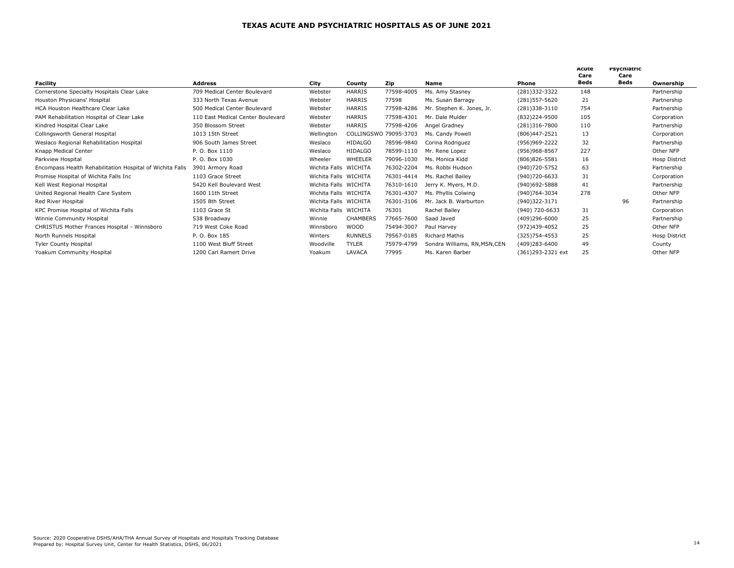# TEXAS ACUTE AND PSYCHIATRIC HOSPITALS AS OF JUNE 2021

| Facility | Address | City | County | Zip | Name | Phone | Acute Care Beds | Psychiatric Care Beds | Ownership |
|---|---|---|---|---|---|---|---|---|---|
| Cornerstone Specialty Hospitals Clear Lake | 709 Medical Center Boulevard | Webster | HARRIS | 77598-4005 | Ms. Amy Stasney | (281)332-3322 | 148 | | Partnership |
| Houston Physicians' Hospital | 333 North Texas Avenue | Webster | HARRIS | 77598 | Ms. Susan Barragy | (281)557-5620 | 21 | | Partnership |
| HCA Houston Healthcare Clear Lake | 500 Medical Center Boulevard | Webster | HARRIS | 77598-4286 | Mr. Stephen K. Jones, Jr. | (281)338-3110 | 754 | | Partnership |
| PAM Rehabilitation Hospital of Clear Lake | 110 East Medical Center Boulevard | Webster | HARRIS | 77598-4301 | Mr. Dale Mulder | (832)224-9500 | 105 | | Corporation |
| Kindred Hospital Clear Lake | 350 Blossom Street | Webster | HARRIS | 77598-4206 | Angel Gradney | (281)316-7800 | 110 | | Partnership |
| Collingsworth General Hospital | 1013 15th Street | Wellington | COLLINGSWO | 79095-3703 | Ms. Candy Powell | (806)447-2521 | 13 | | Corporation |
| Weslaco Regional Rehabilitation Hospital | 906 South James Street | Weslaco | HIDALGO | 78596-9840 | Corina Rodriguez | (956)969-2222 | 32 | | Partnership |
| Knapp Medical Center | P. O. Box 1110 | Weslaco | HIDALGO | 78599-1110 | Mr. Rene Lopez | (956)968-8567 | 227 | | Other NFP |
| Parkview Hospital | P. O. Box 1030 | Wheeler | WHEELER | 79096-1030 | Ms. Monica Kidd | (806)826-5581 | 16 | | Hosp District |
| Encompass Health Rehabilitation Hospital of Wichita Falls | 3901 Armory Road | Wichita Falls | WICHITA | 76302-2204 | Ms. Robbi Hudson | (940)720-5752 | 63 | | Partnership |
| Promise Hospital of Wichita Falls Inc | 1103 Grace Street | Wichita Falls | WICHITA | 76301-4414 | Ms. Rachel Bailey | (940)720-6633 | 31 | | Corporation |
| Kell West Regional Hospital | 5420 Kell Boulevard West | Wichita Falls | WICHITA | 76310-1610 | Jerry K. Myers, M.D. | (940)692-5888 | 41 | | Partnership |
| United Regional Health Care System | 1600 11th Street | Wichita Falls | WICHITA | 76301-4307 | Ms. Phyllis Colwing | (940)764-3034 | 278 | | Other NFP |
| Red River Hospital | 1505 8th Street | Wichita Falls | WICHITA | 76301-3106 | Mr. Jack B. Warburton | (940)322-3171 | | 96 | Partnership |
| KPC Promise Hospital of Wichita Falls | 1103 Grace St | Wichita Falls | WICHITA | 76301 | Rachel Bailey | (940) 720-6633 | 31 | | Corporation |
| Winnie Community Hospital | 538 Broadway | Winnie | CHAMBERS | 77665-7600 | Saad Javed | (409)296-6000 | 25 | | Partnership |
| CHRISTUS Mother Frances Hospital - Winnsboro | 719 West Coke Road | Winnsboro | WOOD | 75494-3007 | Paul Harvey | (972)439-4052 | 25 | | Other NFP |
| North Runnels Hospital | P. O. Box 185 | Winters | RUNNELS | 79567-0185 | Richard Mathis | (325)754-4553 | 25 | | Hosp District |
| Tyler County Hospital | 1100 West Bluff Street | Woodville | TYLER | 75979-4799 | Sondra Williams, RN,MSN,CEN | (409)283-6400 | 49 | | County |
| Yoakum Community Hospital | 1200 Carl Ramert Drive | Yoakum | LAVACA | 77995 | Ms. Karen Barber | (361)293-2321 ext | 25 | | Other NFP |

Source: 2020 Cooperative DSHS/AHA/THA Annual Survey of Hospitals and Hospitals Tracking Database
Prepared by: Hospital Survey Unit, Center for Health Statistics, DSHS, 06/2021